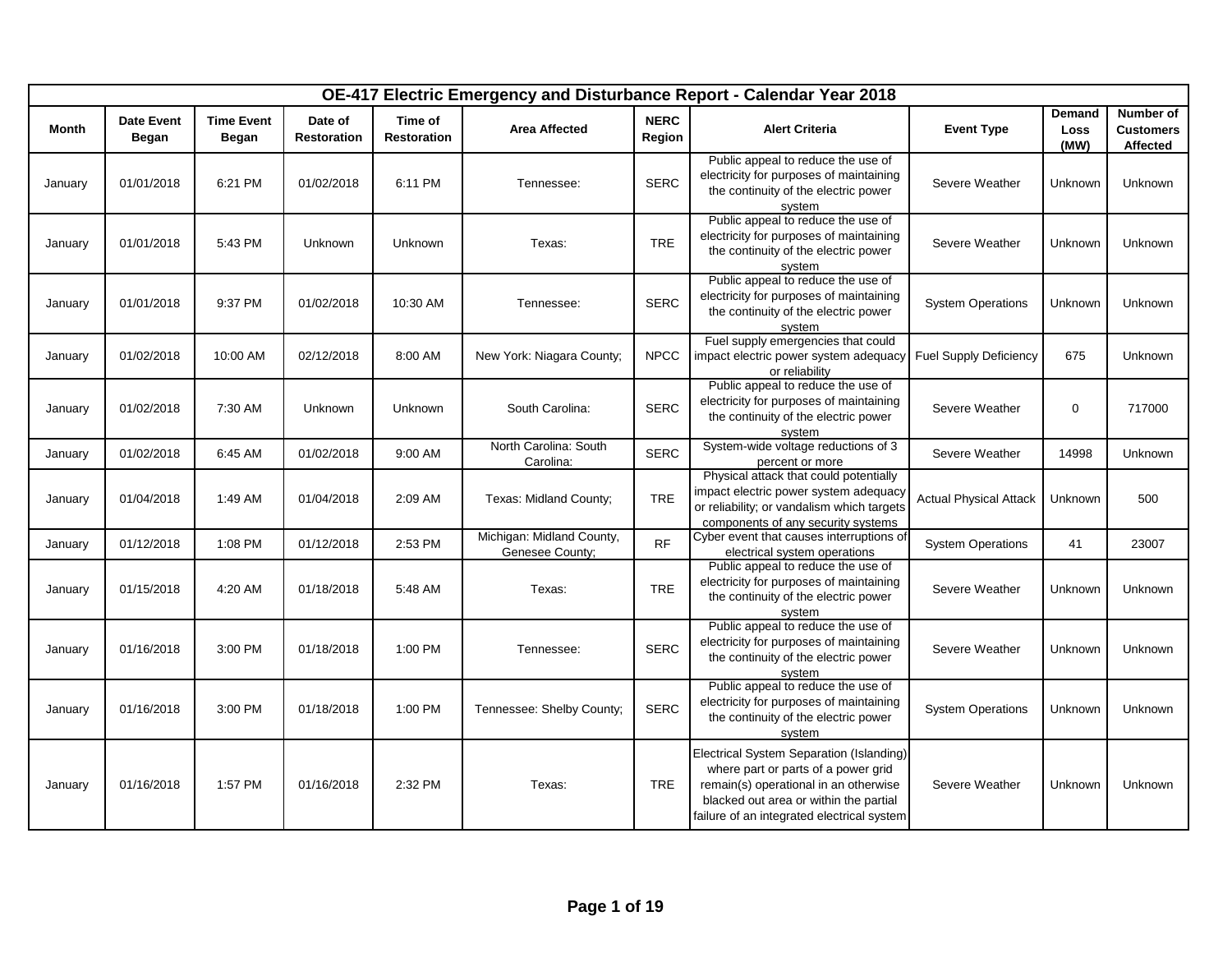# OE-417 Electric Emergency and Disturbance Report - Calendar Year 2018

| Month | Date Event Began | Time Event Began | Date of Restoration | Time of Restoration | Area Affected | NERC Region | Alert Criteria | Event Type | Demand Loss (MW) | Number of Customers Affected |
|---|---|---|---|---|---|---|---|---|---|---|
| January | 01/01/2018 | 6:21 PM | 01/02/2018 | 6:11 PM | Tennessee: | SERC | Public appeal to reduce the use of electricity for purposes of maintaining the continuity of the electric power system | Severe Weather | Unknown | Unknown |
| January | 01/01/2018 | 5:43 PM | Unknown | Unknown | Texas: | TRE | Public appeal to reduce the use of electricity for purposes of maintaining the continuity of the electric power system | Severe Weather | Unknown | Unknown |
| January | 01/01/2018 | 9:37 PM | 01/02/2018 | 10:30 AM | Tennessee: | SERC | Public appeal to reduce the use of electricity for purposes of maintaining the continuity of the electric power system | System Operations | Unknown | Unknown |
| January | 01/02/2018 | 10:00 AM | 02/12/2018 | 8:00 AM | New York: Niagara County; | NPCC | Fuel supply emergencies that could impact electric power system adequacy or reliability | Fuel Supply Deficiency | 675 | Unknown |
| January | 01/02/2018 | 7:30 AM | Unknown | Unknown | South Carolina: | SERC | Public appeal to reduce the use of electricity for purposes of maintaining the continuity of the electric power system | Severe Weather | 0 | 717000 |
| January | 01/02/2018 | 6:45 AM | 01/02/2018 | 9:00 AM | North Carolina: South Carolina: | SERC | System-wide voltage reductions of 3 percent or more | Severe Weather | 14998 | Unknown |
| January | 01/04/2018 | 1:49 AM | 01/04/2018 | 2:09 AM | Texas: Midland County; | TRE | Physical attack that could potentially impact electric power system adequacy or reliability; or vandalism which targets components of any security systems | Actual Physical Attack | Unknown | 500 |
| January | 01/12/2018 | 1:08 PM | 01/12/2018 | 2:53 PM | Michigan: Midland County, Genesee County; | RF | Cyber event that causes interruptions of electrical system operations | System Operations | 41 | 23007 |
| January | 01/15/2018 | 4:20 AM | 01/18/2018 | 5:48 AM | Texas: | TRE | Public appeal to reduce the use of electricity for purposes of maintaining the continuity of the electric power system | Severe Weather | Unknown | Unknown |
| January | 01/16/2018 | 3:00 PM | 01/18/2018 | 1:00 PM | Tennessee: | SERC | Public appeal to reduce the use of electricity for purposes of maintaining the continuity of the electric power system | Severe Weather | Unknown | Unknown |
| January | 01/16/2018 | 3:00 PM | 01/18/2018 | 1:00 PM | Tennessee: Shelby County; | SERC | Public appeal to reduce the use of electricity for purposes of maintaining the continuity of the electric power system | System Operations | Unknown | Unknown |
| January | 01/16/2018 | 1:57 PM | 01/16/2018 | 2:32 PM | Texas: | TRE | Electrical System Separation (Islanding) where part or parts of a power grid remain(s) operational in an otherwise blacked out area or within the partial failure of an integrated electrical system | Severe Weather | Unknown | Unknown |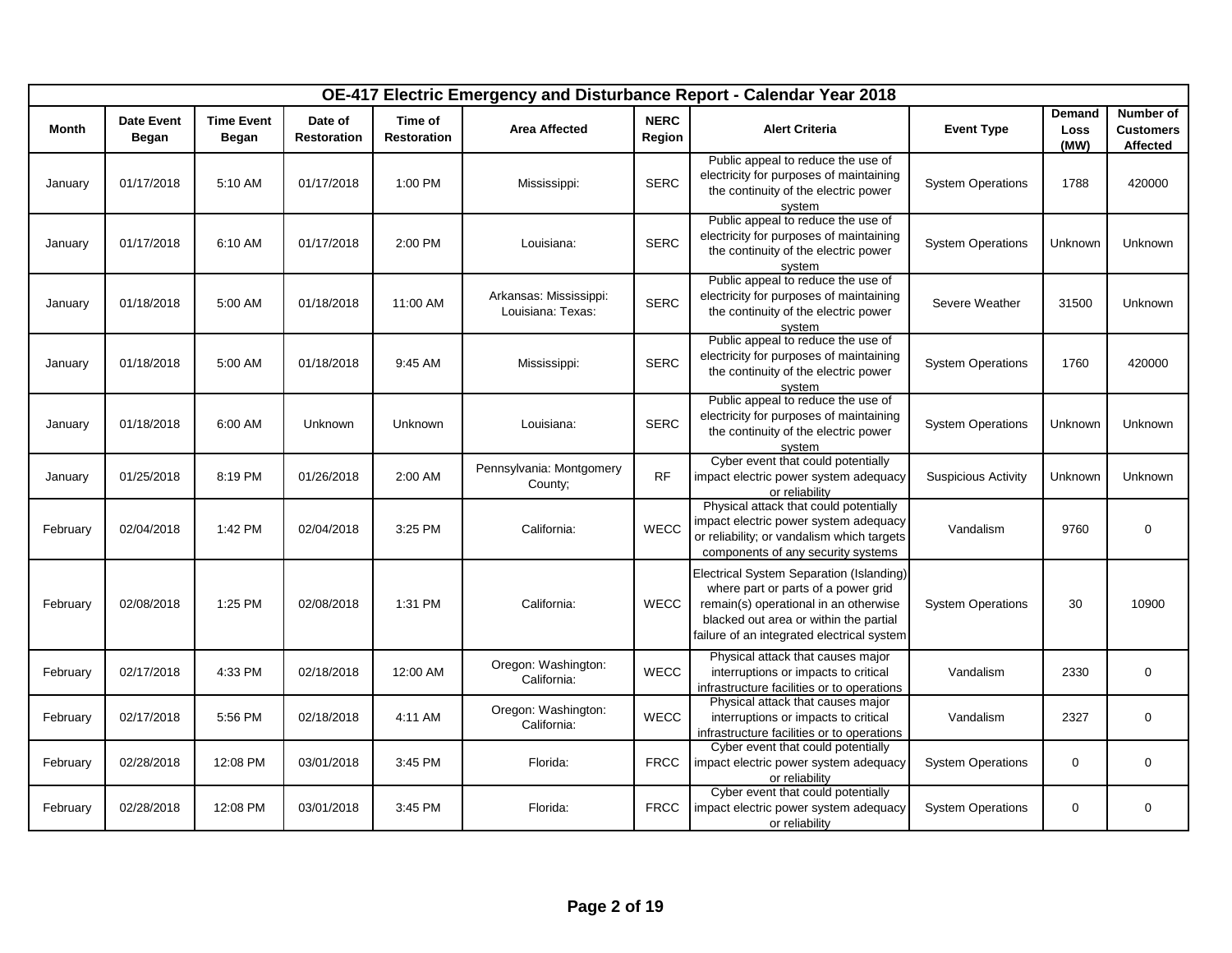| OE-417 Electric Emergency and Disturbance Report - Calendar Year 2018 | | | | | | | | | | |
|---|---|---|---|---|---|---|---|---|---|---|
| **Month** | **Date Event Began** | **Time Event Began** | **Date of Restoration** | **Time of Restoration** | **Area Affected** | **NERC Region** | **Alert Criteria** | **Event Type** | **Demand Loss (MW)** | **Number of Customers Affected** |
| January | 01/17/2018 | 5:10 AM | 01/17/2018 | 1:00 PM | Mississippi: | SERC | Public appeal to reduce the use of electricity for purposes of maintaining the continuity of the electric power system | System Operations | 1788 | 420000 |
| January | 01/17/2018 | 6:10 AM | 01/17/2018 | 2:00 PM | Louisiana: | SERC | Public appeal to reduce the use of electricity for purposes of maintaining the continuity of the electric power system | System Operations | Unknown | Unknown |
| January | 01/18/2018 | 5:00 AM | 01/18/2018 | 11:00 AM | Arkansas: Mississippi: Louisiana: Texas: | SERC | Public appeal to reduce the use of electricity for purposes of maintaining the continuity of the electric power system | Severe Weather | 31500 | Unknown |
| January | 01/18/2018 | 5:00 AM | 01/18/2018 | 9:45 AM | Mississippi: | SERC | Public appeal to reduce the use of electricity for purposes of maintaining the continuity of the electric power system | System Operations | 1760 | 420000 |
| January | 01/18/2018 | 6:00 AM | Unknown | Unknown | Louisiana: | SERC | Public appeal to reduce the use of electricity for purposes of maintaining the continuity of the electric power system | System Operations | Unknown | Unknown |
| January | 01/25/2018 | 8:19 PM | 01/26/2018 | 2:00 AM | Pennsylvania: Montgomery County; | RF | Cyber event that could potentially impact electric power system adequacy or reliability | Suspicious Activity | Unknown | Unknown |
| February | 02/04/2018 | 1:42 PM | 02/04/2018 | 3:25 PM | California: | WECC | Physical attack that could potentially impact electric power system adequacy or reliability; or vandalism which targets components of any security systems | Vandalism | 9760 | 0 |
| February | 02/08/2018 | 1:25 PM | 02/08/2018 | 1:31 PM | California: | WECC | Electrical System Separation (Islanding) where part or parts of a power grid remain(s) operational in an otherwise blacked out area or within the partial failure of an integrated electrical system | System Operations | 30 | 10900 |
| February | 02/17/2018 | 4:33 PM | 02/18/2018 | 12:00 AM | Oregon: Washington: California: | WECC | Physical attack that causes major interruptions or impacts to critical infrastructure facilities or to operations | Vandalism | 2330 | 0 |
| February | 02/17/2018 | 5:56 PM | 02/18/2018 | 4:11 AM | Oregon: Washington: California: | WECC | Physical attack that causes major interruptions or impacts to critical infrastructure facilities or to operations | Vandalism | 2327 | 0 |
| February | 02/28/2018 | 12:08 PM | 03/01/2018 | 3:45 PM | Florida: | FRCC | Cyber event that could potentially impact electric power system adequacy or reliability | System Operations | 0 | 0 |
| February | 02/28/2018 | 12:08 PM | 03/01/2018 | 3:45 PM | Florida: | FRCC | Cyber event that could potentially impact electric power system adequacy or reliability | System Operations | 0 | 0 |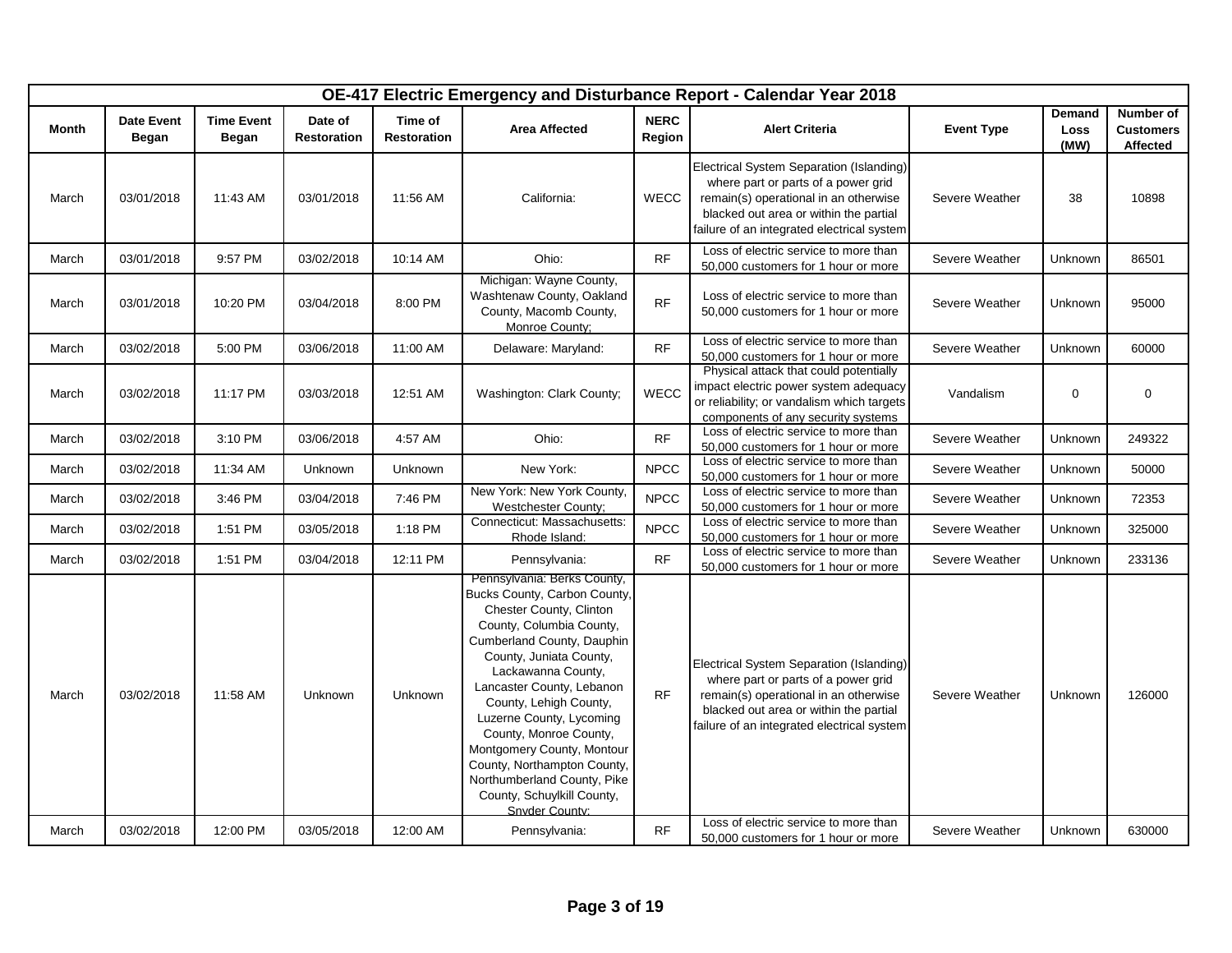| OE-417 Electric Emergency and Disturbance Report - Calendar Year 2018 | | | | | | | | | | |
|---|---|---|---|---|---|---|---|---|---|---|
| **Month** | **Date Event Began** | **Time Event Began** | **Date of Restoration** | **Time of Restoration** | **Area Affected** | **NERC Region** | **Alert Criteria** | **Event Type** | **Demand Loss (MW)** | **Number of Customers Affected** |
| March | 03/01/2018 | 11:43 AM | 03/01/2018 | 11:56 AM | California: | WECC | Electrical System Separation (Islanding) where part or parts of a power grid remain(s) operational in an otherwise blacked out area or within the partial failure of an integrated electrical system | Severe Weather | 38 | 10898 |
| March | 03/01/2018 | 9:57 PM | 03/02/2018 | 10:14 AM | Ohio: | RF | Loss of electric service to more than 50,000 customers for 1 hour or more | Severe Weather | Unknown | 86501 |
| March | 03/01/2018 | 10:20 PM | 03/04/2018 | 8:00 PM | Michigan: Wayne County, Washtenaw County, Oakland County, Macomb County, Monroe County; | RF | Loss of electric service to more than 50,000 customers for 1 hour or more | Severe Weather | Unknown | 95000 |
| March | 03/02/2018 | 5:00 PM | 03/06/2018 | 11:00 AM | Delaware: Maryland: | RF | Loss of electric service to more than 50,000 customers for 1 hour or more | Severe Weather | Unknown | 60000 |
| March | 03/02/2018 | 11:17 PM | 03/03/2018 | 12:51 AM | Washington: Clark County; | WECC | Physical attack that could potentially impact electric power system adequacy or reliability; or vandalism which targets components of any security systems | Vandalism | 0 | 0 |
| March | 03/02/2018 | 3:10 PM | 03/06/2018 | 4:57 AM | Ohio: | RF | Loss of electric service to more than 50,000 customers for 1 hour or more | Severe Weather | Unknown | 249322 |
| March | 03/02/2018 | 11:34 AM | Unknown | Unknown | New York: | NPCC | Loss of electric service to more than 50,000 customers for 1 hour or more | Severe Weather | Unknown | 50000 |
| March | 03/02/2018 | 3:46 PM | 03/04/2018 | 7:46 PM | New York: New York County, Westchester County; | NPCC | Loss of electric service to more than 50,000 customers for 1 hour or more | Severe Weather | Unknown | 72353 |
| March | 03/02/2018 | 1:51 PM | 03/05/2018 | 1:18 PM | Connecticut: Massachusetts: Rhode Island: | NPCC | Loss of electric service to more than 50,000 customers for 1 hour or more | Severe Weather | Unknown | 325000 |
| March | 03/02/2018 | 1:51 PM | 03/04/2018 | 12:11 PM | Pennsylvania: | RF | Loss of electric service to more than 50,000 customers for 1 hour or more | Severe Weather | Unknown | 233136 |
| March | 03/02/2018 | 11:58 AM | Unknown | Unknown | Pennsylvania: Berks County, Bucks County, Carbon County, Chester County, Clinton County, Columbia County, Cumberland County, Dauphin County, Juniata County, Lackawanna County, Lancaster County, Lebanon County, Lehigh County, Luzerne County, Lycoming County, Monroe County, Montgomery County, Montour County, Northampton County, Northumberland County, Pike County, Schuylkill County, Snyder County; | RF | Electrical System Separation (Islanding) where part or parts of a power grid remain(s) operational in an otherwise blacked out area or within the partial failure of an integrated electrical system | Severe Weather | Unknown | 126000 |
| March | 03/02/2018 | 12:00 PM | 03/05/2018 | 12:00 AM | Pennsylvania: | RF | Loss of electric service to more than 50,000 customers for 1 hour or more | Severe Weather | Unknown | 630000 |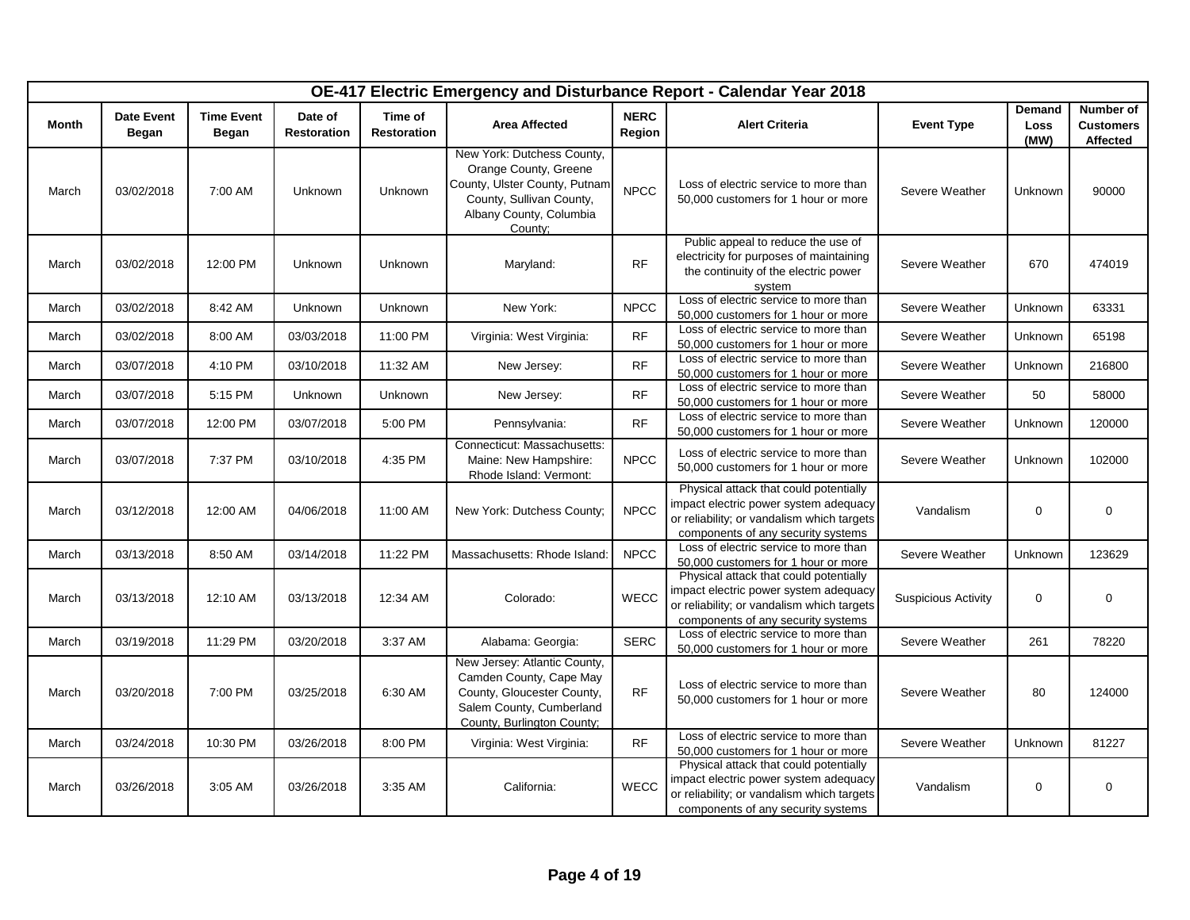| OE-417 Electric Emergency and Disturbance Report - Calendar Year 2018 | | | | | | | | | | |
|---|---|---|---|---|---|---|---|---|---|---|
| **Month** | **Date Event Began** | **Time Event Began** | **Date of Restoration** | **Time of Restoration** | **Area Affected** | **NERC Region** | **Alert Criteria** | **Event Type** | **Demand Loss (MW)** | **Number of Customers Affected** |
| March | 03/02/2018 | 7:00 AM | Unknown | Unknown | New York: Dutchess County, Orange County, Greene County, Ulster County, Putnam County, Sullivan County, Albany County, Columbia County; | NPCC | Loss of electric service to more than 50,000 customers for 1 hour or more | Severe Weather | Unknown | 90000 |
| March | 03/02/2018 | 12:00 PM | Unknown | Unknown | Maryland: | RF | Public appeal to reduce the use of electricity for purposes of maintaining the continuity of the electric power system | Severe Weather | 670 | 474019 |
| March | 03/02/2018 | 8:42 AM | Unknown | Unknown | New York: | NPCC | Loss of electric service to more than 50,000 customers for 1 hour or more | Severe Weather | Unknown | 63331 |
| March | 03/02/2018 | 8:00 AM | 03/03/2018 | 11:00 PM | Virginia: West Virginia: | RF | Loss of electric service to more than 50,000 customers for 1 hour or more | Severe Weather | Unknown | 65198 |
| March | 03/07/2018 | 4:10 PM | 03/10/2018 | 11:32 AM | New Jersey: | RF | Loss of electric service to more than 50,000 customers for 1 hour or more | Severe Weather | Unknown | 216800 |
| March | 03/07/2018 | 5:15 PM | Unknown | Unknown | New Jersey: | RF | Loss of electric service to more than 50,000 customers for 1 hour or more | Severe Weather | 50 | 58000 |
| March | 03/07/2018 | 12:00 PM | 03/07/2018 | 5:00 PM | Pennsylvania: | RF | Loss of electric service to more than 50,000 customers for 1 hour or more | Severe Weather | Unknown | 120000 |
| March | 03/07/2018 | 7:37 PM | 03/10/2018 | 4:35 PM | Connecticut: Massachusetts: Maine: New Hampshire: Rhode Island: Vermont: | NPCC | Loss of electric service to more than 50,000 customers for 1 hour or more | Severe Weather | Unknown | 102000 |
| March | 03/12/2018 | 12:00 AM | 04/06/2018 | 11:00 AM | New York: Dutchess County; | NPCC | Physical attack that could potentially impact electric power system adequacy or reliability; or vandalism which targets components of any security systems | Vandalism | 0 | 0 |
| March | 03/13/2018 | 8:50 AM | 03/14/2018 | 11:22 PM | Massachusetts: Rhode Island: | NPCC | Loss of electric service to more than 50,000 customers for 1 hour or more | Severe Weather | Unknown | 123629 |
| March | 03/13/2018 | 12:10 AM | 03/13/2018 | 12:34 AM | Colorado: | WECC | Physical attack that could potentially impact electric power system adequacy or reliability; or vandalism which targets components of any security systems | Suspicious Activity | 0 | 0 |
| March | 03/19/2018 | 11:29 PM | 03/20/2018 | 3:37 AM | Alabama: Georgia: | SERC | Loss of electric service to more than 50,000 customers for 1 hour or more | Severe Weather | 261 | 78220 |
| March | 03/20/2018 | 7:00 PM | 03/25/2018 | 6:30 AM | New Jersey: Atlantic County, Camden County, Cape May County, Gloucester County, Salem County, Cumberland County, Burlington County; | RF | Loss of electric service to more than 50,000 customers for 1 hour or more | Severe Weather | 80 | 124000 |
| March | 03/24/2018 | 10:30 PM | 03/26/2018 | 8:00 PM | Virginia: West Virginia: | RF | Loss of electric service to more than 50,000 customers for 1 hour or more | Severe Weather | Unknown | 81227 |
| March | 03/26/2018 | 3:05 AM | 03/26/2018 | 3:35 AM | California: | WECC | Physical attack that could potentially impact electric power system adequacy or reliability; or vandalism which targets components of any security systems | Vandalism | 0 | 0 |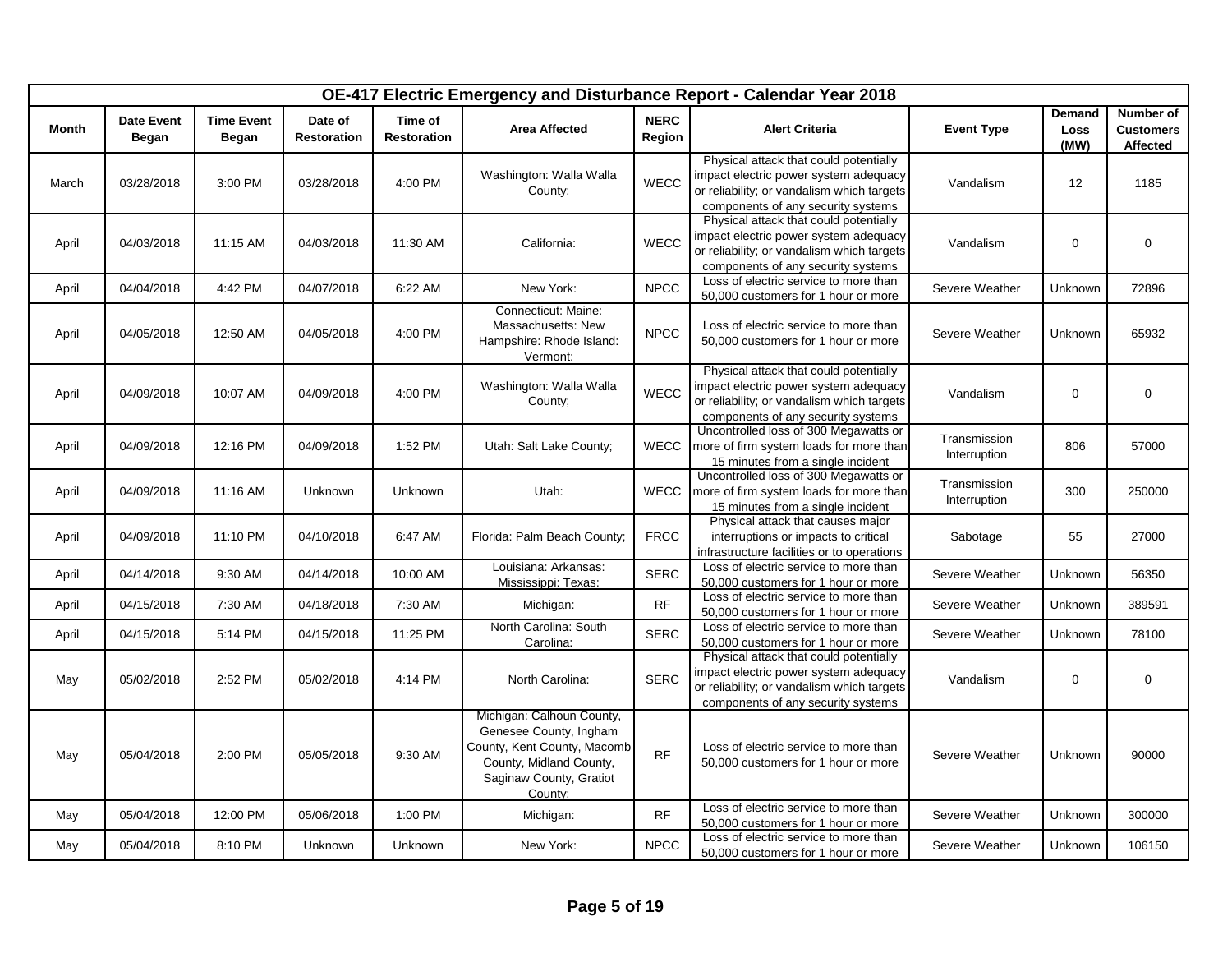| OE-417 Electric Emergency and Disturbance Report - Calendar Year 2018 | | | | | | | | | | |
|---|---|---|---|---|---|---|---|---|---|---|
| **Month** | **Date Event Began** | **Time Event Began** | **Date of Restoration** | **Time of Restoration** | **Area Affected** | **NERC Region** | **Alert Criteria** | **Event Type** | **Demand Loss (MW)** | **Number of Customers Affected** |
| March | 03/28/2018 | 3:00 PM | 03/28/2018 | 4:00 PM | Washington: Walla Walla County; | WECC | Physical attack that could potentially impact electric power system adequacy or reliability; or vandalism which targets components of any security systems | Vandalism | 12 | 1185 |
| April | 04/03/2018 | 11:15 AM | 04/03/2018 | 11:30 AM | California: | WECC | Physical attack that could potentially impact electric power system adequacy or reliability; or vandalism which targets components of any security systems | Vandalism | 0 | 0 |
| April | 04/04/2018 | 4:42 PM | 04/07/2018 | 6:22 AM | New York: | NPCC | Loss of electric service to more than 50,000 customers for 1 hour or more | Severe Weather | Unknown | 72896 |
| April | 04/05/2018 | 12:50 AM | 04/05/2018 | 4:00 PM | Connecticut: Maine: Massachusetts: New Hampshire: Rhode Island: Vermont: | NPCC | Loss of electric service to more than 50,000 customers for 1 hour or more | Severe Weather | Unknown | 65932 |
| April | 04/09/2018 | 10:07 AM | 04/09/2018 | 4:00 PM | Washington: Walla Walla County; | WECC | Physical attack that could potentially impact electric power system adequacy or reliability; or vandalism which targets components of any security systems | Vandalism | 0 | 0 |
| April | 04/09/2018 | 12:16 PM | 04/09/2018 | 1:52 PM | Utah: Salt Lake County; | WECC | Uncontrolled loss of 300 Megawatts or more of firm system loads for more than 15 minutes from a single incident | Transmission Interruption | 806 | 57000 |
| April | 04/09/2018 | 11:16 AM | Unknown | Unknown | Utah: | WECC | Uncontrolled loss of 300 Megawatts or more of firm system loads for more than 15 minutes from a single incident | Transmission Interruption | 300 | 250000 |
| April | 04/09/2018 | 11:10 PM | 04/10/2018 | 6:47 AM | Florida: Palm Beach County; | FRCC | Physical attack that causes major interruptions or impacts to critical infrastructure facilities or to operations | Sabotage | 55 | 27000 |
| April | 04/14/2018 | 9:30 AM | 04/14/2018 | 10:00 AM | Louisiana: Arkansas: Mississippi: Texas: | SERC | Loss of electric service to more than 50,000 customers for 1 hour or more | Severe Weather | Unknown | 56350 |
| April | 04/15/2018 | 7:30 AM | 04/18/2018 | 7:30 AM | Michigan: | RF | Loss of electric service to more than 50,000 customers for 1 hour or more | Severe Weather | Unknown | 389591 |
| April | 04/15/2018 | 5:14 PM | 04/15/2018 | 11:25 PM | North Carolina: South Carolina: | SERC | Loss of electric service to more than 50,000 customers for 1 hour or more | Severe Weather | Unknown | 78100 |
| May | 05/02/2018 | 2:52 PM | 05/02/2018 | 4:14 PM | North Carolina: | SERC | Physical attack that could potentially impact electric power system adequacy or reliability; or vandalism which targets components of any security systems | Vandalism | 0 | 0 |
| May | 05/04/2018 | 2:00 PM | 05/05/2018 | 9:30 AM | Michigan: Calhoun County, Genesee County, Ingham County, Kent County, Macomb County, Midland County, Saginaw County, Gratiot County; | RF | Loss of electric service to more than 50,000 customers for 1 hour or more | Severe Weather | Unknown | 90000 |
| May | 05/04/2018 | 12:00 PM | 05/06/2018 | 1:00 PM | Michigan: | RF | Loss of electric service to more than 50,000 customers for 1 hour or more | Severe Weather | Unknown | 300000 |
| May | 05/04/2018 | 8:10 PM | Unknown | Unknown | New York: | NPCC | Loss of electric service to more than 50,000 customers for 1 hour or more | Severe Weather | Unknown | 106150 |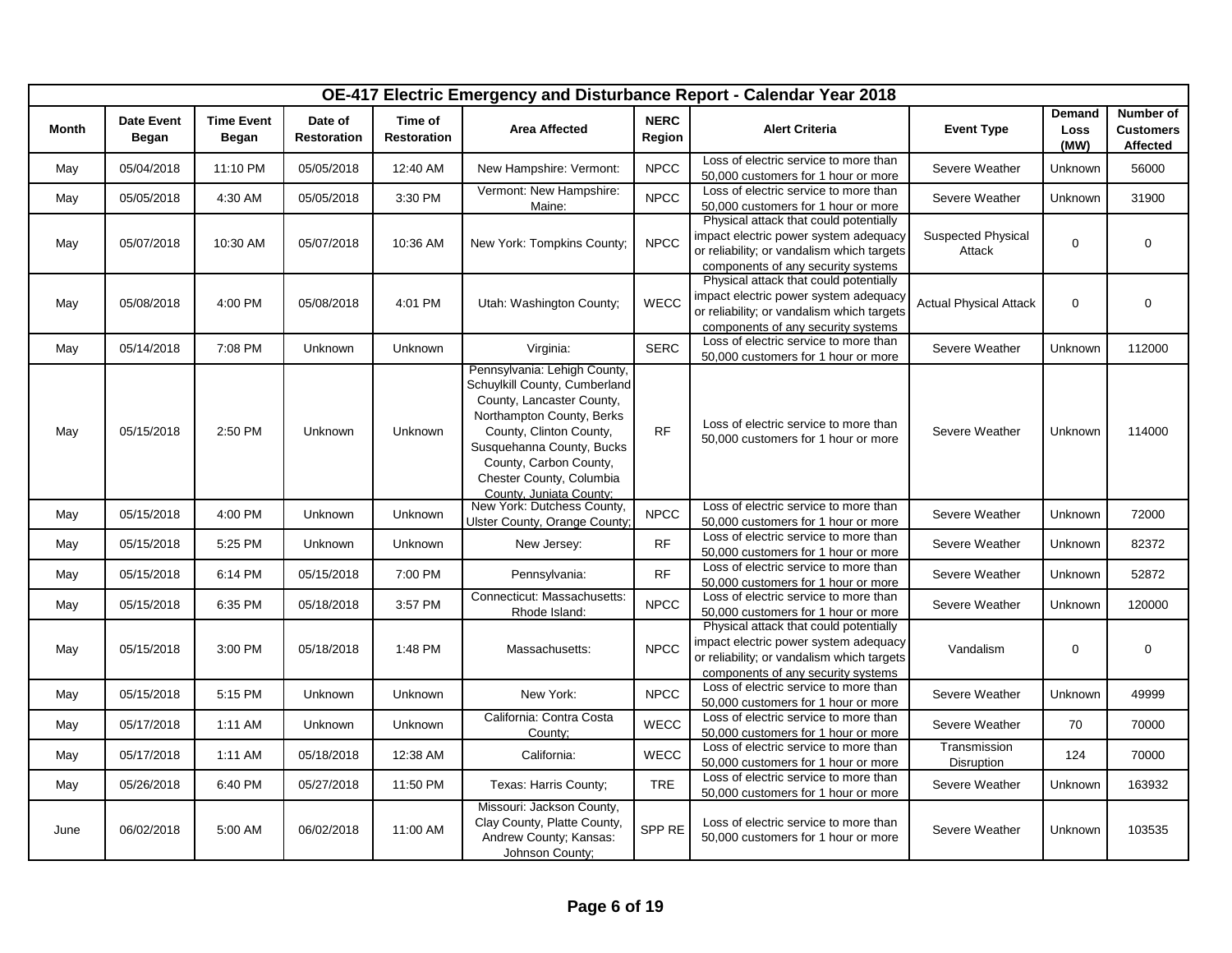| OE-417 Electric Emergency and Disturbance Report - Calendar Year 2018 | | | | | | | | | | |
|---|---|---|---|---|---|---|---|---|---|---|
| **Month** | **Date Event Began** | **Time Event Began** | **Date of Restoration** | **Time of Restoration** | **Area Affected** | **NERC Region** | **Alert Criteria** | **Event Type** | **Demand Loss (MW)** | **Number of Customers Affected** |
| May | 05/04/2018 | 11:10 PM | 05/05/2018 | 12:40 AM | New Hampshire: Vermont: | NPCC | Loss of electric service to more than 50,000 customers for 1 hour or more | Severe Weather | Unknown | 56000 |
| May | 05/05/2018 | 4:30 AM | 05/05/2018 | 3:30 PM | Vermont: New Hampshire: Maine: | NPCC | Loss of electric service to more than 50,000 customers for 1 hour or more | Severe Weather | Unknown | 31900 |
| May | 05/07/2018 | 10:30 AM | 05/07/2018 | 10:36 AM | New York: Tompkins County; | NPCC | Physical attack that could potentially impact electric power system adequacy or reliability; or vandalism which targets components of any security systems | Suspected Physical Attack | 0 | 0 |
| May | 05/08/2018 | 4:00 PM | 05/08/2018 | 4:01 PM | Utah: Washington County; | WECC | Physical attack that could potentially impact electric power system adequacy or reliability; or vandalism which targets components of any security systems | Actual Physical Attack | 0 | 0 |
| May | 05/14/2018 | 7:08 PM | Unknown | Unknown | Virginia: | SERC | Loss of electric service to more than 50,000 customers for 1 hour or more | Severe Weather | Unknown | 112000 |
| May | 05/15/2018 | 2:50 PM | Unknown | Unknown | Pennsylvania: Lehigh County, Schuylkill County, Cumberland County, Lancaster County, Northampton County, Berks County, Clinton County, Susquehanna County, Bucks County, Carbon County, Chester County, Columbia County, Juniata County; | RF | Loss of electric service to more than 50,000 customers for 1 hour or more | Severe Weather | Unknown | 114000 |
| May | 05/15/2018 | 4:00 PM | Unknown | Unknown | New York: Dutchess County, Ulster County, Orange County; | NPCC | Loss of electric service to more than 50,000 customers for 1 hour or more | Severe Weather | Unknown | 72000 |
| May | 05/15/2018 | 5:25 PM | Unknown | Unknown | New Jersey: | RF | Loss of electric service to more than 50,000 customers for 1 hour or more | Severe Weather | Unknown | 82372 |
| May | 05/15/2018 | 6:14 PM | 05/15/2018 | 7:00 PM | Pennsylvania: | RF | Loss of electric service to more than 50,000 customers for 1 hour or more | Severe Weather | Unknown | 52872 |
| May | 05/15/2018 | 6:35 PM | 05/18/2018 | 3:57 PM | Connecticut: Massachusetts: Rhode Island: | NPCC | Loss of electric service to more than 50,000 customers for 1 hour or more | Severe Weather | Unknown | 120000 |
| May | 05/15/2018 | 3:00 PM | 05/18/2018 | 1:48 PM | Massachusetts: | NPCC | Physical attack that could potentially impact electric power system adequacy or reliability; or vandalism which targets components of any security systems | Vandalism | 0 | 0 |
| May | 05/15/2018 | 5:15 PM | Unknown | Unknown | New York: | NPCC | Loss of electric service to more than 50,000 customers for 1 hour or more | Severe Weather | Unknown | 49999 |
| May | 05/17/2018 | 1:11 AM | Unknown | Unknown | California: Contra Costa County; | WECC | Loss of electric service to more than 50,000 customers for 1 hour or more | Severe Weather | 70 | 70000 |
| May | 05/17/2018 | 1:11 AM | 05/18/2018 | 12:38 AM | California: | WECC | Loss of electric service to more than 50,000 customers for 1 hour or more | Transmission Disruption | 124 | 70000 |
| May | 05/26/2018 | 6:40 PM | 05/27/2018 | 11:50 PM | Texas: Harris County; | TRE | Loss of electric service to more than 50,000 customers for 1 hour or more | Severe Weather | Unknown | 163932 |
| June | 06/02/2018 | 5:00 AM | 06/02/2018 | 11:00 AM | Missouri: Jackson County, Clay County, Platte County, Andrew County; Kansas: Johnson County; | SPP RE | Loss of electric service to more than 50,000 customers for 1 hour or more | Severe Weather | Unknown | 103535 |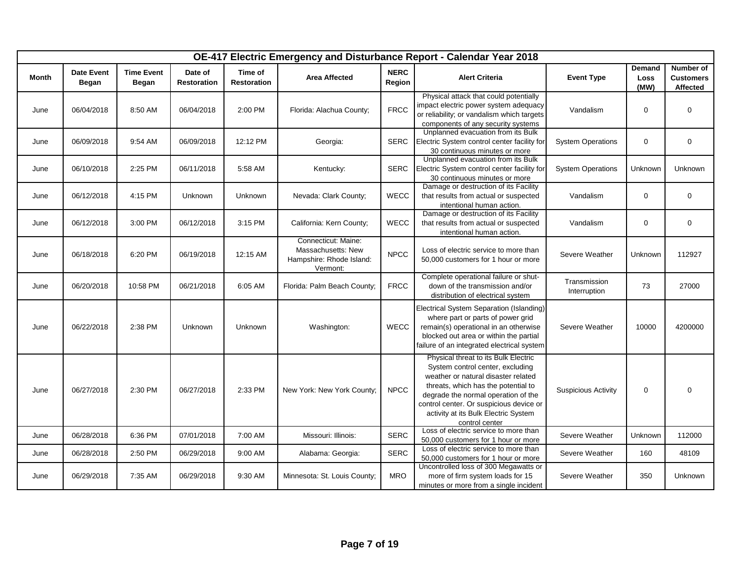| OE-417 Electric Emergency and Disturbance Report - Calendar Year 2018 | | | | | | | | | | |
|---|---|---|---|---|---|---|---|---|---|---|
| **Month** | **Date Event Began** | **Time Event Began** | **Date of Restoration** | **Time of Restoration** | **Area Affected** | **NERC Region** | **Alert Criteria** | **Event Type** | **Demand Loss (MW)** | **Number of Customers Affected** |
| June | 06/04/2018 | 8:50 AM | 06/04/2018 | 2:00 PM | Florida: Alachua County; | FRCC | Physical attack that could potentially impact electric power system adequacy or reliability; or vandalism which targets components of any security systems | Vandalism | 0 | 0 |
| June | 06/09/2018 | 9:54 AM | 06/09/2018 | 12:12 PM | Georgia: | SERC | Unplanned evacuation from its Bulk Electric System control center facility for 30 continuous minutes or more | System Operations | 0 | 0 |
| June | 06/10/2018 | 2:25 PM | 06/11/2018 | 5:58 AM | Kentucky: | SERC | Unplanned evacuation from its Bulk Electric System control center facility for 30 continuous minutes or more | System Operations | Unknown | Unknown |
| June | 06/12/2018 | 4:15 PM | Unknown | Unknown | Nevada: Clark County; | WECC | Damage or destruction of its Facility that results from actual or suspected intentional human action. | Vandalism | 0 | 0 |
| June | 06/12/2018 | 3:00 PM | 06/12/2018 | 3:15 PM | California: Kern County; | WECC | Damage or destruction of its Facility that results from actual or suspected intentional human action. | Vandalism | 0 | 0 |
| June | 06/18/2018 | 6:20 PM | 06/19/2018 | 12:15 AM | Connecticut: Maine: Massachusetts: New Hampshire: Rhode Island: Vermont: | NPCC | Loss of electric service to more than 50,000 customers for 1 hour or more | Severe Weather | Unknown | 112927 |
| June | 06/20/2018 | 10:58 PM | 06/21/2018 | 6:05 AM | Florida: Palm Beach County; | FRCC | Complete operational failure or shut-down of the transmission and/or distribution of electrical system | Transmission Interruption | 73 | 27000 |
| June | 06/22/2018 | 2:38 PM | Unknown | Unknown | Washington: | WECC | Electrical System Separation (Islanding) where part or parts of power grid remain(s) operational in an otherwise blocked out area or within the partial failure of an integrated electrical system | Severe Weather | 10000 | 4200000 |
| June | 06/27/2018 | 2:30 PM | 06/27/2018 | 2:33 PM | New York: New York County; | NPCC | Physical threat to its Bulk Electric System control center, excluding weather or natural disaster related threats, which has the potential to degrade the normal operation of the control center. Or suspicious device or activity at its Bulk Electric System control center | Suspicious Activity | 0 | 0 |
| June | 06/28/2018 | 6:36 PM | 07/01/2018 | 7:00 AM | Missouri: Illinois: | SERC | Loss of electric service to more than 50,000 customers for 1 hour or more | Severe Weather | Unknown | 112000 |
| June | 06/28/2018 | 2:50 PM | 06/29/2018 | 9:00 AM | Alabama: Georgia: | SERC | Loss of electric service to more than 50,000 customers for 1 hour or more | Severe Weather | 160 | 48109 |
| June | 06/29/2018 | 7:35 AM | 06/29/2018 | 9:30 AM | Minnesota: St. Louis County; | MRO | Uncontrolled loss of 300 Megawatts or more of firm system loads for 15 minutes or more from a single incident | Severe Weather | 350 | Unknown |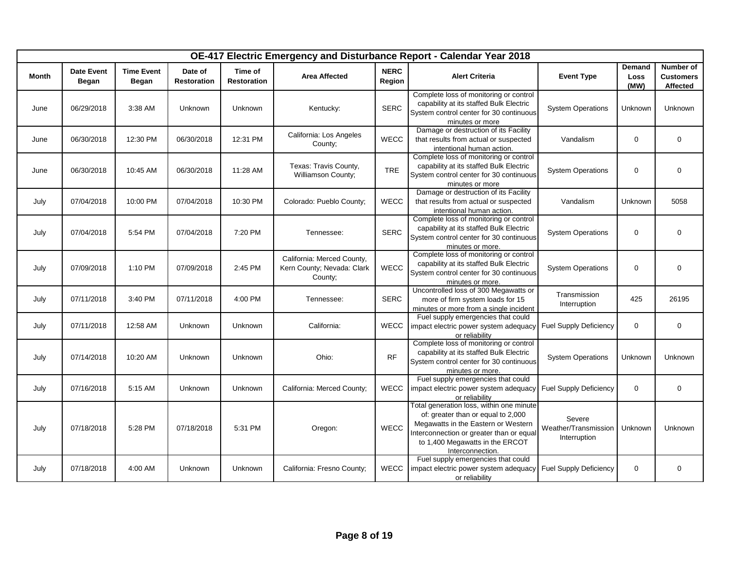| OE-417 Electric Emergency and Disturbance Report - Calendar Year 2018 | | | | | | | | | | |
|---|---|---|---|---|---|---|---|---|---|---|
| **Month** | **Date Event Began** | **Time Event Began** | **Date of Restoration** | **Time of Restoration** | **Area Affected** | **NERC Region** | **Alert Criteria** | **Event Type** | **Demand Loss (MW)** | **Number of Customers Affected** |
| June | 06/29/2018 | 3:38 AM | Unknown | Unknown | Kentucky: | SERC | Complete loss of monitoring or control capability at its staffed Bulk Electric System control center for 30 continuous minutes or more | System Operations | Unknown | Unknown |
| June | 06/30/2018 | 12:30 PM | 06/30/2018 | 12:31 PM | California: Los Angeles County; | WECC | Damage or destruction of its Facility that results from actual or suspected intentional human action. | Vandalism | 0 | 0 |
| June | 06/30/2018 | 10:45 AM | 06/30/2018 | 11:28 AM | Texas: Travis County, Williamson County; | TRE | Complete loss of monitoring or control capability at its staffed Bulk Electric System control center for 30 continuous minutes or more | System Operations | 0 | 0 |
| July | 07/04/2018 | 10:00 PM | 07/04/2018 | 10:30 PM | Colorado: Pueblo County; | WECC | Damage or destruction of its Facility that results from actual or suspected intentional human action. | Vandalism | Unknown | 5058 |
| July | 07/04/2018 | 5:54 PM | 07/04/2018 | 7:20 PM | Tennessee: | SERC | Complete loss of monitoring or control capability at its staffed Bulk Electric System control center for 30 continuous minutes or more. | System Operations | 0 | 0 |
| July | 07/09/2018 | 1:10 PM | 07/09/2018 | 2:45 PM | California: Merced County, Kern County; Nevada: Clark County; | WECC | Complete loss of monitoring or control capability at its staffed Bulk Electric System control center for 30 continuous minutes or more. | System Operations | 0 | 0 |
| July | 07/11/2018 | 3:40 PM | 07/11/2018 | 4:00 PM | Tennessee: | SERC | Uncontrolled loss of 300 Megawatts or more of firm system loads for 15 minutes or more from a single incident | Transmission Interruption | 425 | 26195 |
| July | 07/11/2018 | 12:58 AM | Unknown | Unknown | California: | WECC | Fuel supply emergencies that could impact electric power system adequacy or reliability | Fuel Supply Deficiency | 0 | 0 |
| July | 07/14/2018 | 10:20 AM | Unknown | Unknown | Ohio: | RF | Complete loss of monitoring or control capability at its staffed Bulk Electric System control center for 30 continuous minutes or more. | System Operations | Unknown | Unknown |
| July | 07/16/2018 | 5:15 AM | Unknown | Unknown | California: Merced County; | WECC | Fuel supply emergencies that could impact electric power system adequacy or reliability | Fuel Supply Deficiency | 0 | 0 |
| July | 07/18/2018 | 5:28 PM | 07/18/2018 | 5:31 PM | Oregon: | WECC | Total generation loss, within one minute of: greater than or equal to 2,000 Megawatts in the Eastern or Western Interconnection or greater than or equal to 1,400 Megawatts in the ERCOT Interconnection. | Severe Weather/Transmission Interruption | Unknown | Unknown |
| July | 07/18/2018 | 4:00 AM | Unknown | Unknown | California: Fresno County; | WECC | Fuel supply emergencies that could impact electric power system adequacy or reliability | Fuel Supply Deficiency | 0 | 0 |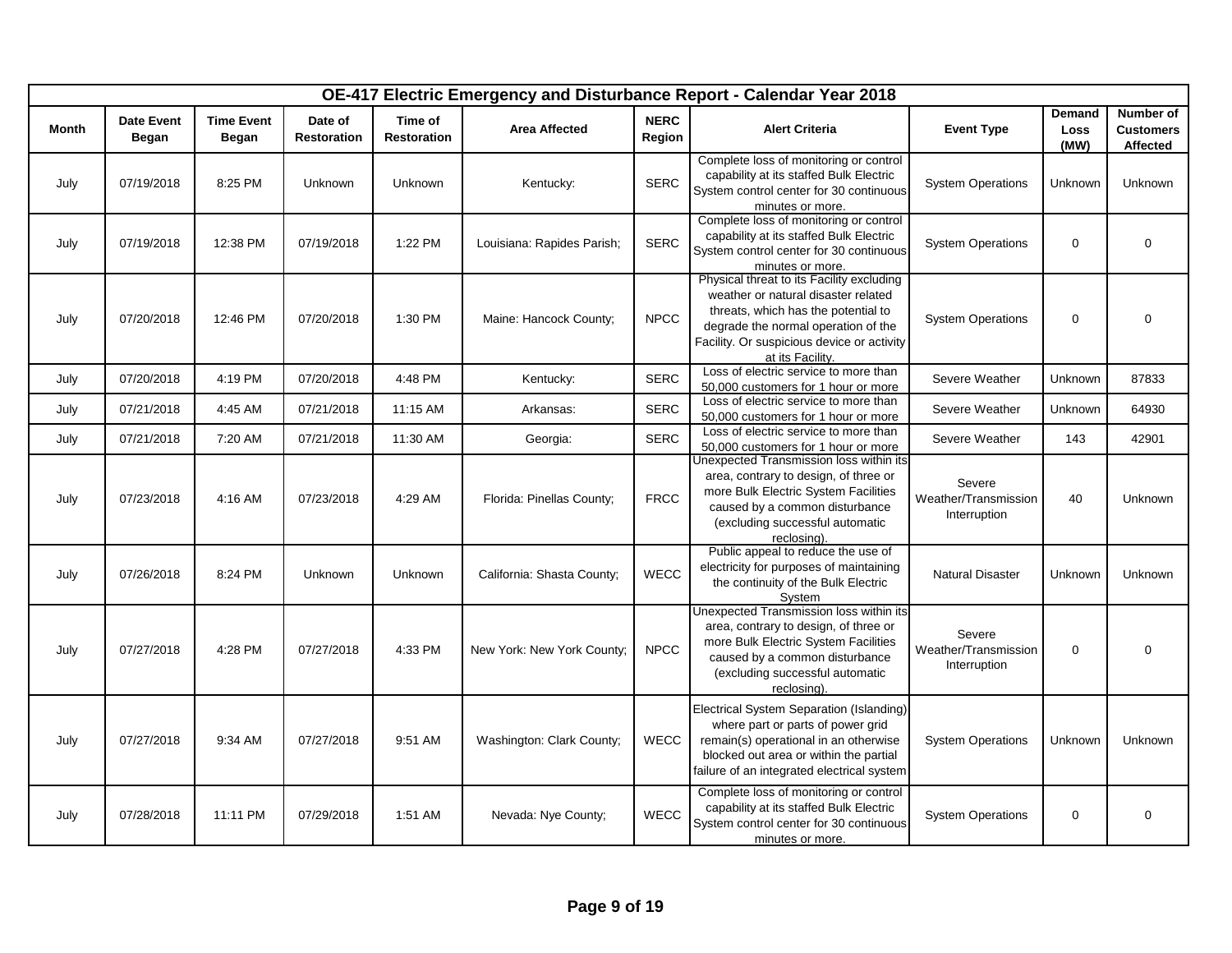| OE-417 Electric Emergency and Disturbance Report - Calendar Year 2018 | | | | | | | | | | |
|---|---|---|---|---|---|---|---|---|---|---|
| **Month** | **Date Event Began** | **Time Event Began** | **Date of Restoration** | **Time of Restoration** | **Area Affected** | **NERC Region** | **Alert Criteria** | **Event Type** | **Demand Loss (MW)** | **Number of Customers Affected** |
| July | 07/19/2018 | 8:25 PM | Unknown | Unknown | Kentucky: | SERC | Complete loss of monitoring or control capability at its staffed Bulk Electric System control center for 30 continuous minutes or more. | System Operations | Unknown | Unknown |
| July | 07/19/2018 | 12:38 PM | 07/19/2018 | 1:22 PM | Louisiana: Rapides Parish; | SERC | Complete loss of monitoring or control capability at its staffed Bulk Electric System control center for 30 continuous minutes or more. | System Operations | 0 | 0 |
| July | 07/20/2018 | 12:46 PM | 07/20/2018 | 1:30 PM | Maine: Hancock County; | NPCC | Physical threat to its Facility excluding weather or natural disaster related threats, which has the potential to degrade the normal operation of the Facility. Or suspicious device or activity at its Facility. | System Operations | 0 | 0 |
| July | 07/20/2018 | 4:19 PM | 07/20/2018 | 4:48 PM | Kentucky: | SERC | Loss of electric service to more than 50,000 customers for 1 hour or more | Severe Weather | Unknown | 87833 |
| July | 07/21/2018 | 4:45 AM | 07/21/2018 | 11:15 AM | Arkansas: | SERC | Loss of electric service to more than 50,000 customers for 1 hour or more | Severe Weather | Unknown | 64930 |
| July | 07/21/2018 | 7:20 AM | 07/21/2018 | 11:30 AM | Georgia: | SERC | Loss of electric service to more than 50,000 customers for 1 hour or more | Severe Weather | 143 | 42901 |
| July | 07/23/2018 | 4:16 AM | 07/23/2018 | 4:29 AM | Florida: Pinellas County; | FRCC | Unexpected Transmission loss within its area, contrary to design, of three or more Bulk Electric System Facilities caused by a common disturbance (excluding successful automatic reclosing). | Severe Weather/Transmission Interruption | 40 | Unknown |
| July | 07/26/2018 | 8:24 PM | Unknown | Unknown | California: Shasta County; | WECC | Public appeal to reduce the use of electricity for purposes of maintaining the continuity of the Bulk Electric System | Natural Disaster | Unknown | Unknown |
| July | 07/27/2018 | 4:28 PM | 07/27/2018 | 4:33 PM | New York: New York County; | NPCC | Unexpected Transmission loss within its area, contrary to design, of three or more Bulk Electric System Facilities caused by a common disturbance (excluding successful automatic reclosing). | Severe Weather/Transmission Interruption | 0 | 0 |
| July | 07/27/2018 | 9:34 AM | 07/27/2018 | 9:51 AM | Washington: Clark County; | WECC | Electrical System Separation (Islanding) where part or parts of power grid remain(s) operational in an otherwise blocked out area or within the partial failure of an integrated electrical system | System Operations | Unknown | Unknown |
| July | 07/28/2018 | 11:11 PM | 07/29/2018 | 1:51 AM | Nevada: Nye County; | WECC | Complete loss of monitoring or control capability at its staffed Bulk Electric System control center for 30 continuous minutes or more. | System Operations | 0 | 0 |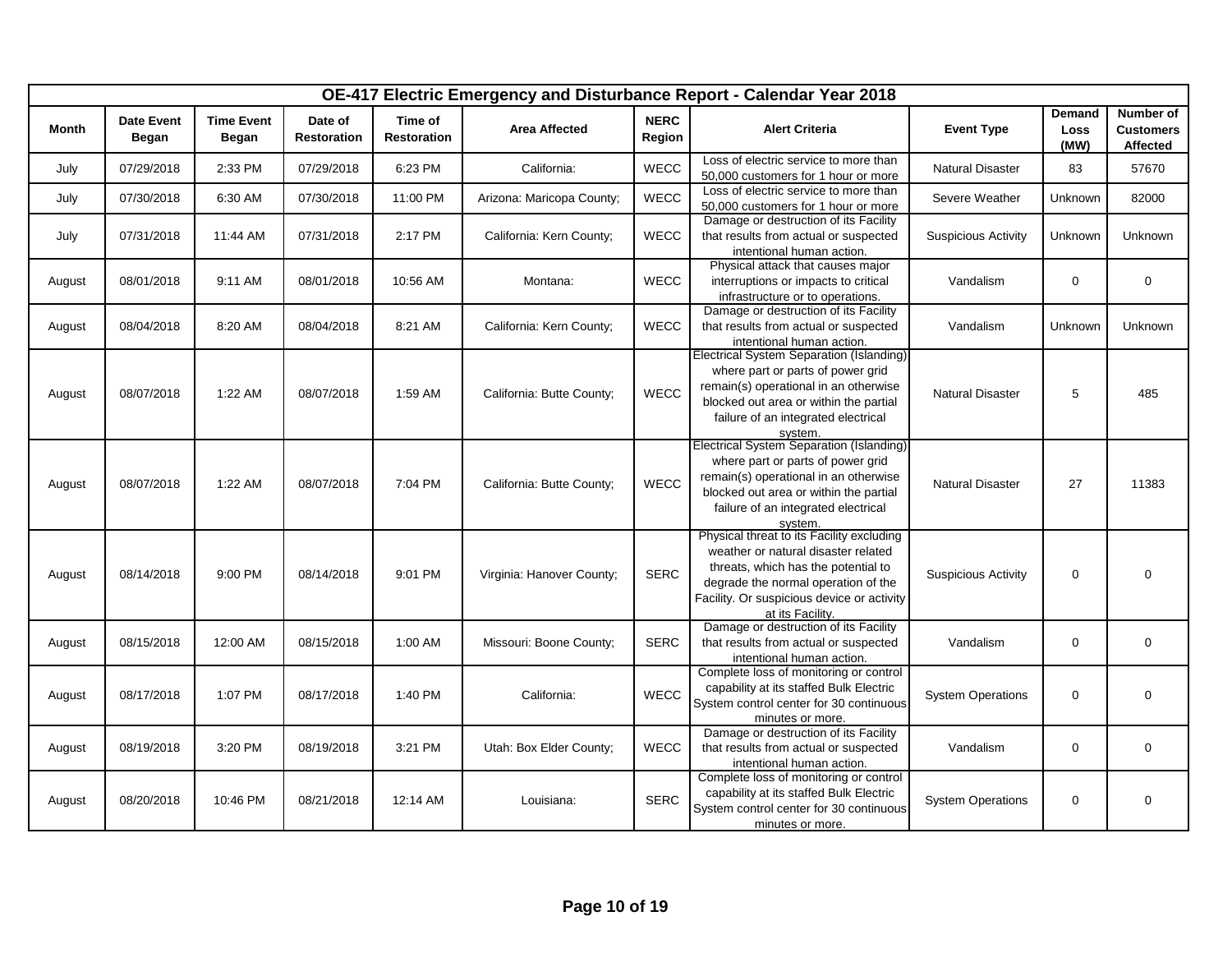| OE-417 Electric Emergency and Disturbance Report - Calendar Year 2018 | | | | | | | | | | |
|---|---|---|---|---|---|---|---|---|---|---|
| **Month** | **Date Event Began** | **Time Event Began** | **Date of Restoration** | **Time of Restoration** | **Area Affected** | **NERC Region** | **Alert Criteria** | **Event Type** | **Demand Loss (MW)** | **Number of Customers Affected** |
| July | 07/29/2018 | 2:33 PM | 07/29/2018 | 6:23 PM | California: | WECC | Loss of electric service to more than 50,000 customers for 1 hour or more | Natural Disaster | 83 | 57670 |
| July | 07/30/2018 | 6:30 AM | 07/30/2018 | 11:00 PM | Arizona: Maricopa County; | WECC | Loss of electric service to more than 50,000 customers for 1 hour or more | Severe Weather | Unknown | 82000 |
| July | 07/31/2018 | 11:44 AM | 07/31/2018 | 2:17 PM | California: Kern County; | WECC | Damage or destruction of its Facility that results from actual or suspected intentional human action. | Suspicious Activity | Unknown | Unknown |
| August | 08/01/2018 | 9:11 AM | 08/01/2018 | 10:56 AM | Montana: | WECC | Physical attack that causes major interruptions or impacts to critical infrastructure or to operations. | Vandalism | 0 | 0 |
| August | 08/04/2018 | 8:20 AM | 08/04/2018 | 8:21 AM | California: Kern County; | WECC | Damage or destruction of its Facility that results from actual or suspected intentional human action. | Vandalism | Unknown | Unknown |
| August | 08/07/2018 | 1:22 AM | 08/07/2018 | 1:59 AM | California: Butte County; | WECC | Electrical System Separation (Islanding) where part or parts of power grid remain(s) operational in an otherwise blocked out area or within the partial failure of an integrated electrical system. | Natural Disaster | 5 | 485 |
| August | 08/07/2018 | 1:22 AM | 08/07/2018 | 7:04 PM | California: Butte County; | WECC | Electrical System Separation (Islanding) where part or parts of power grid remain(s) operational in an otherwise blocked out area or within the partial failure of an integrated electrical system. | Natural Disaster | 27 | 11383 |
| August | 08/14/2018 | 9:00 PM | 08/14/2018 | 9:01 PM | Virginia: Hanover County; | SERC | Physical threat to its Facility excluding weather or natural disaster related threats, which has the potential to degrade the normal operation of the Facility. Or suspicious device or activity at its Facility. | Suspicious Activity | 0 | 0 |
| August | 08/15/2018 | 12:00 AM | 08/15/2018 | 1:00 AM | Missouri: Boone County; | SERC | Damage or destruction of its Facility that results from actual or suspected intentional human action. | Vandalism | 0 | 0 |
| August | 08/17/2018 | 1:07 PM | 08/17/2018 | 1:40 PM | California: | WECC | Complete loss of monitoring or control capability at its staffed Bulk Electric System control center for 30 continuous minutes or more. | System Operations | 0 | 0 |
| August | 08/19/2018 | 3:20 PM | 08/19/2018 | 3:21 PM | Utah: Box Elder County; | WECC | Damage or destruction of its Facility that results from actual or suspected intentional human action. | Vandalism | 0 | 0 |
| August | 08/20/2018 | 10:46 PM | 08/21/2018 | 12:14 AM | Louisiana: | SERC | Complete loss of monitoring or control capability at its staffed Bulk Electric System control center for 30 continuous minutes or more. | System Operations | 0 | 0 |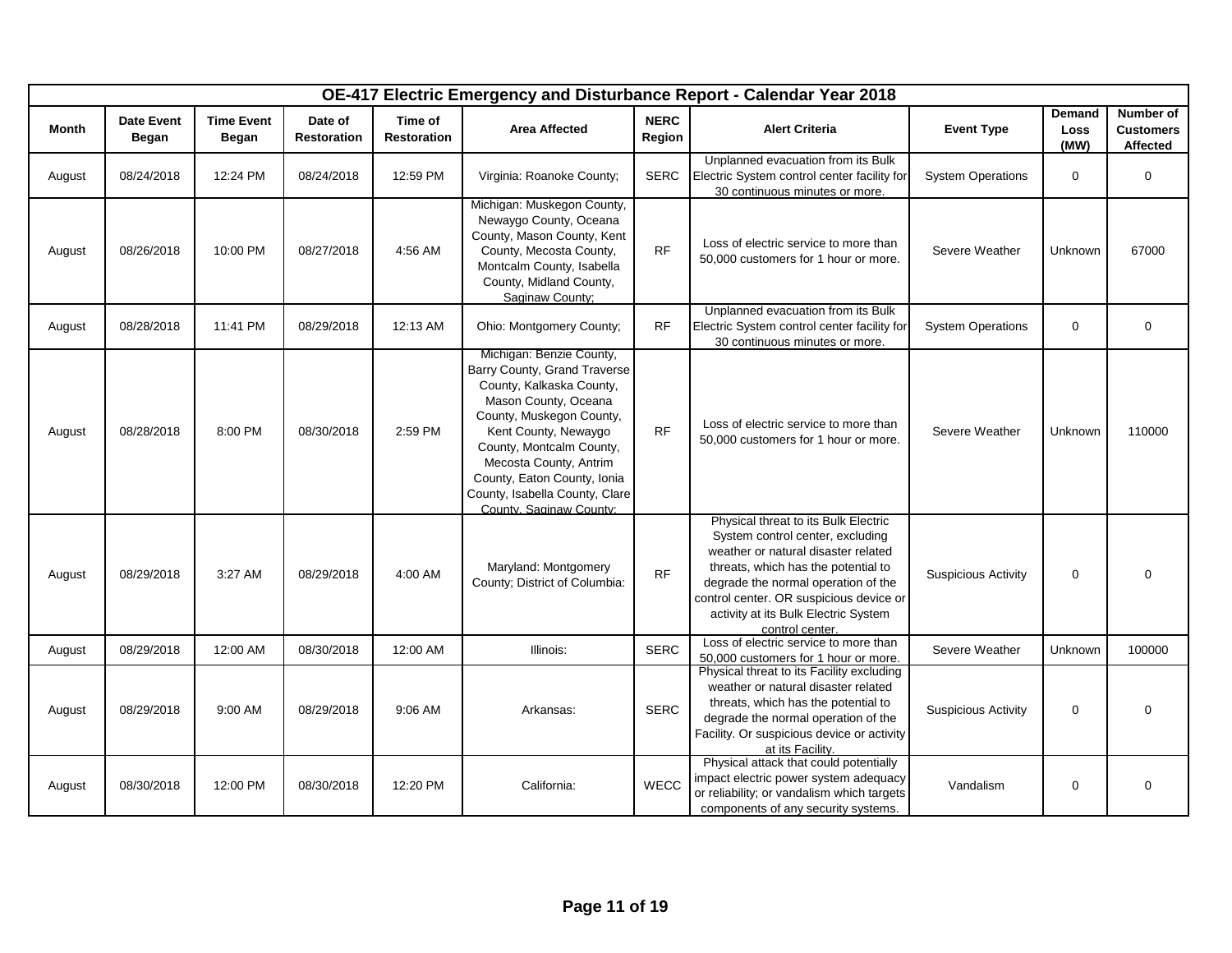| OE-417 Electric Emergency and Disturbance Report - Calendar Year 2018 | | | | | | | | | | |
|---|---|---|---|---|---|---|---|---|---|---|
| **Month** | **Date Event Began** | **Time Event Began** | **Date of Restoration** | **Time of Restoration** | **Area Affected** | **NERC Region** | **Alert Criteria** | **Event Type** | **Demand Loss (MW)** | **Number of Customers Affected** |
| August | 08/24/2018 | 12:24 PM | 08/24/2018 | 12:59 PM | Virginia: Roanoke County; | SERC | Unplanned evacuation from its Bulk Electric System control center facility for 30 continuous minutes or more. | System Operations | 0 | 0 |
| August | 08/26/2018 | 10:00 PM | 08/27/2018 | 4:56 AM | Michigan: Muskegon County, Newaygo County, Oceana County, Mason County, Kent County, Mecosta County, Montcalm County, Isabella County, Midland County, Saginaw County; | RF | Loss of electric service to more than 50,000 customers for 1 hour or more. | Severe Weather | Unknown | 67000 |
| August | 08/28/2018 | 11:41 PM | 08/29/2018 | 12:13 AM | Ohio: Montgomery County; | RF | Unplanned evacuation from its Bulk Electric System control center facility for 30 continuous minutes or more. | System Operations | 0 | 0 |
| August | 08/28/2018 | 8:00 PM | 08/30/2018 | 2:59 PM | Michigan: Benzie County, Barry County, Grand Traverse County, Kalkaska County, Mason County, Oceana County, Muskegon County, Kent County, Newaygo County, Montcalm County, Mecosta County, Antrim County, Eaton County, Ionia County, Isabella County, Clare County, Saginaw County; | RF | Loss of electric service to more than 50,000 customers for 1 hour or more. | Severe Weather | Unknown | 110000 |
| August | 08/29/2018 | 3:27 AM | 08/29/2018 | 4:00 AM | Maryland: Montgomery County; District of Columbia: | RF | Physical threat to its Bulk Electric System control center, excluding weather or natural disaster related threats, which has the potential to degrade the normal operation of the control center. OR suspicious device or activity at its Bulk Electric System control center. | Suspicious Activity | 0 | 0 |
| August | 08/29/2018 | 12:00 AM | 08/30/2018 | 12:00 AM | Illinois: | SERC | Loss of electric service to more than 50,000 customers for 1 hour or more. | Severe Weather | Unknown | 100000 |
| August | 08/29/2018 | 9:00 AM | 08/29/2018 | 9:06 AM | Arkansas: | SERC | Physical threat to its Facility excluding weather or natural disaster related threats, which has the potential to degrade the normal operation of the Facility. Or suspicious device or activity at its Facility. | Suspicious Activity | 0 | 0 |
| August | 08/30/2018 | 12:00 PM | 08/30/2018 | 12:20 PM | California: | WECC | Physical attack that could potentially impact electric power system adequacy or reliability; or vandalism which targets components of any security systems. | Vandalism | 0 | 0 |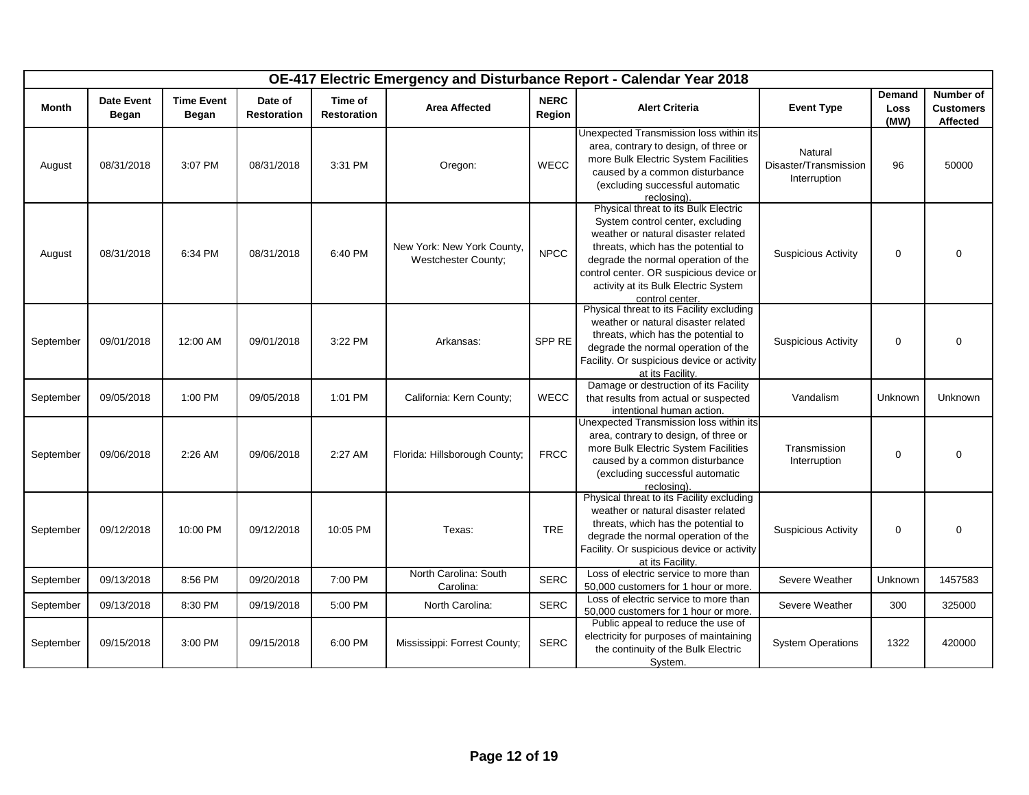| OE-417 Electric Emergency and Disturbance Report - Calendar Year 2018 | | | | | | | | | | |
|---|---|---|---|---|---|---|---|---|---|---|
| **Month** | **Date Event Began** | **Time Event Began** | **Date of Restoration** | **Time of Restoration** | **Area Affected** | **NERC Region** | **Alert Criteria** | **Event Type** | **Demand Loss (MW)** | **Number of Customers Affected** |
| August | 08/31/2018 | 3:07 PM | 08/31/2018 | 3:31 PM | Oregon: | WECC | Unexpected Transmission loss within its area, contrary to design, of three or more Bulk Electric System Facilities caused by a common disturbance (excluding successful automatic reclosing). | Natural Disaster/Transmission Interruption | 96 | 50000 |
| August | 08/31/2018 | 6:34 PM | 08/31/2018 | 6:40 PM | New York: New York County, Westchester County; | NPCC | Physical threat to its Bulk Electric System control center, excluding weather or natural disaster related threats, which has the potential to degrade the normal operation of the control center. OR suspicious device or activity at its Bulk Electric System control center. | Suspicious Activity | 0 | 0 |
| September | 09/01/2018 | 12:00 AM | 09/01/2018 | 3:22 PM | Arkansas: | SPP RE | Physical threat to its Facility excluding weather or natural disaster related threats, which has the potential to degrade the normal operation of the Facility. Or suspicious device or activity at its Facility. | Suspicious Activity | 0 | 0 |
| September | 09/05/2018 | 1:00 PM | 09/05/2018 | 1:01 PM | California: Kern County; | WECC | Damage or destruction of its Facility that results from actual or suspected intentional human action. | Vandalism | Unknown | Unknown |
| September | 09/06/2018 | 2:26 AM | 09/06/2018 | 2:27 AM | Florida: Hillsborough County; | FRCC | Unexpected Transmission loss within its area, contrary to design, of three or more Bulk Electric System Facilities caused by a common disturbance (excluding successful automatic reclosing). | Transmission Interruption | 0 | 0 |
| September | 09/12/2018 | 10:00 PM | 09/12/2018 | 10:05 PM | Texas: | TRE | Physical threat to its Facility excluding weather or natural disaster related threats, which has the potential to degrade the normal operation of the Facility. Or suspicious device or activity at its Facility. | Suspicious Activity | 0 | 0 |
| September | 09/13/2018 | 8:56 PM | 09/20/2018 | 7:00 PM | North Carolina: South Carolina: | SERC | Loss of electric service to more than 50,000 customers for 1 hour or more. | Severe Weather | Unknown | 1457583 |
| September | 09/13/2018 | 8:30 PM | 09/19/2018 | 5:00 PM | North Carolina: | SERC | Loss of electric service to more than 50,000 customers for 1 hour or more. | Severe Weather | 300 | 325000 |
| September | 09/15/2018 | 3:00 PM | 09/15/2018 | 6:00 PM | Mississippi: Forrest County; | SERC | Public appeal to reduce the use of electricity for purposes of maintaining the continuity of the Bulk Electric System. | System Operations | 1322 | 420000 |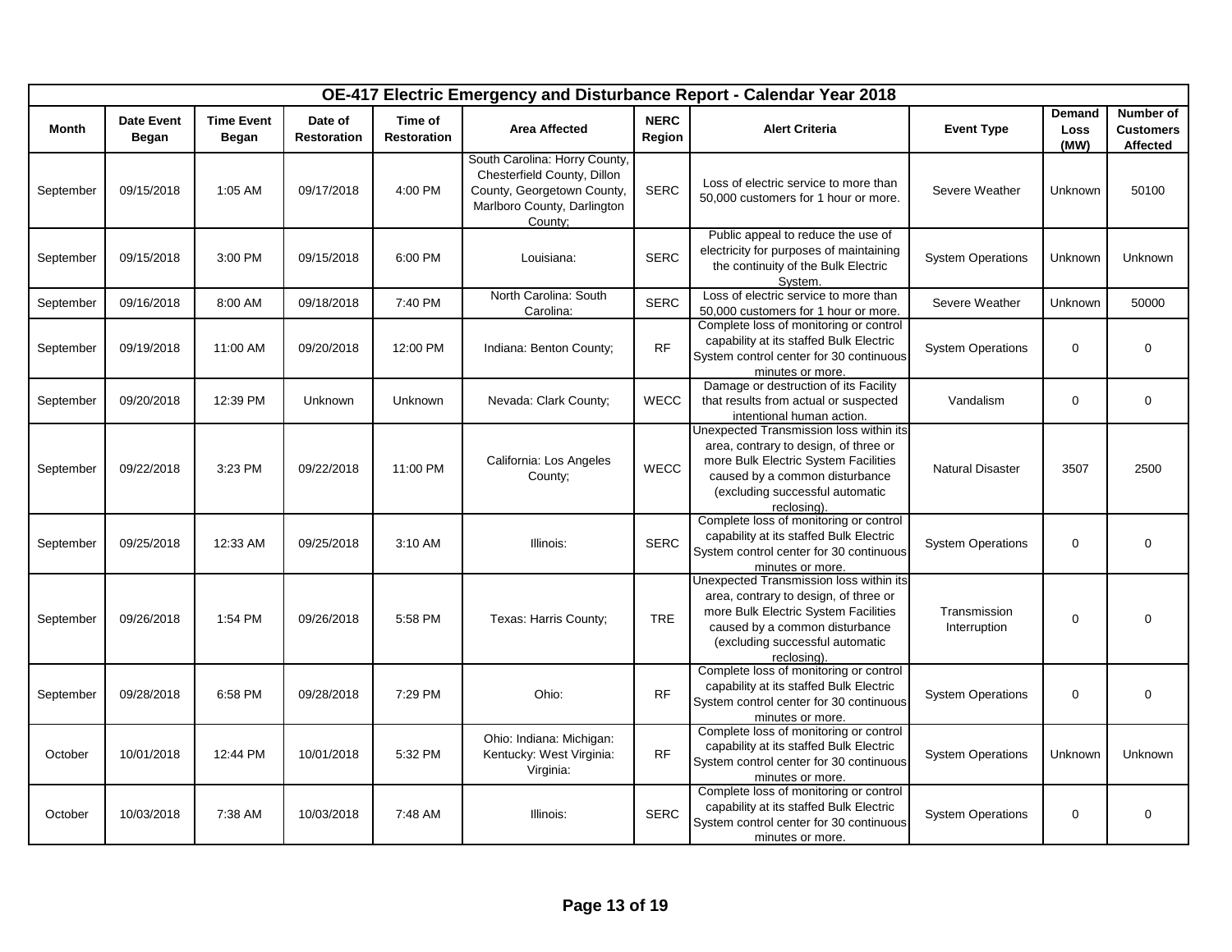| OE-417 Electric Emergency and Disturbance Report - Calendar Year 2018 | | | | | | | | | | |
|---|---|---|---|---|---|---|---|---|---|---|
| **Month** | **Date Event Began** | **Time Event Began** | **Date of Restoration** | **Time of Restoration** | **Area Affected** | **NERC Region** | **Alert Criteria** | **Event Type** | **Demand Loss (MW)** | **Number of Customers Affected** |
| September | 09/15/2018 | 1:05 AM | 09/17/2018 | 4:00 PM | South Carolina: Horry County, Chesterfield County, Dillon County, Georgetown County, Marlboro County, Darlington County; | SERC | Loss of electric service to more than 50,000 customers for 1 hour or more. | Severe Weather | Unknown | 50100 |
| September | 09/15/2018 | 3:00 PM | 09/15/2018 | 6:00 PM | Louisiana: | SERC | Public appeal to reduce the use of electricity for purposes of maintaining the continuity of the Bulk Electric System. | System Operations | Unknown | Unknown |
| September | 09/16/2018 | 8:00 AM | 09/18/2018 | 7:40 PM | North Carolina: South Carolina: | SERC | Loss of electric service to more than 50,000 customers for 1 hour or more. | Severe Weather | Unknown | 50000 |
| September | 09/19/2018 | 11:00 AM | 09/20/2018 | 12:00 PM | Indiana: Benton County; | RF | Complete loss of monitoring or control capability at its staffed Bulk Electric System control center for 30 continuous minutes or more. | System Operations | 0 | 0 |
| September | 09/20/2018 | 12:39 PM | Unknown | Unknown | Nevada: Clark County; | WECC | Damage or destruction of its Facility that results from actual or suspected intentional human action. | Vandalism | 0 | 0 |
| September | 09/22/2018 | 3:23 PM | 09/22/2018 | 11:00 PM | California: Los Angeles County; | WECC | Unexpected Transmission loss within its area, contrary to design, of three or more Bulk Electric System Facilities caused by a common disturbance (excluding successful automatic reclosing). | Natural Disaster | 3507 | 2500 |
| September | 09/25/2018 | 12:33 AM | 09/25/2018 | 3:10 AM | Illinois: | SERC | Complete loss of monitoring or control capability at its staffed Bulk Electric System control center for 30 continuous minutes or more. | System Operations | 0 | 0 |
| September | 09/26/2018 | 1:54 PM | 09/26/2018 | 5:58 PM | Texas: Harris County; | TRE | Unexpected Transmission loss within its area, contrary to design, of three or more Bulk Electric System Facilities caused by a common disturbance (excluding successful automatic reclosing). | Transmission Interruption | 0 | 0 |
| September | 09/28/2018 | 6:58 PM | 09/28/2018 | 7:29 PM | Ohio: | RF | Complete loss of monitoring or control capability at its staffed Bulk Electric System control center for 30 continuous minutes or more. | System Operations | 0 | 0 |
| October | 10/01/2018 | 12:44 PM | 10/01/2018 | 5:32 PM | Ohio: Indiana: Michigan: Kentucky: West Virginia: Virginia: | RF | Complete loss of monitoring or control capability at its staffed Bulk Electric System control center for 30 continuous minutes or more. | System Operations | Unknown | Unknown |
| October | 10/03/2018 | 7:38 AM | 10/03/2018 | 7:48 AM | Illinois: | SERC | Complete loss of monitoring or control capability at its staffed Bulk Electric System control center for 30 continuous minutes or more. | System Operations | 0 | 0 |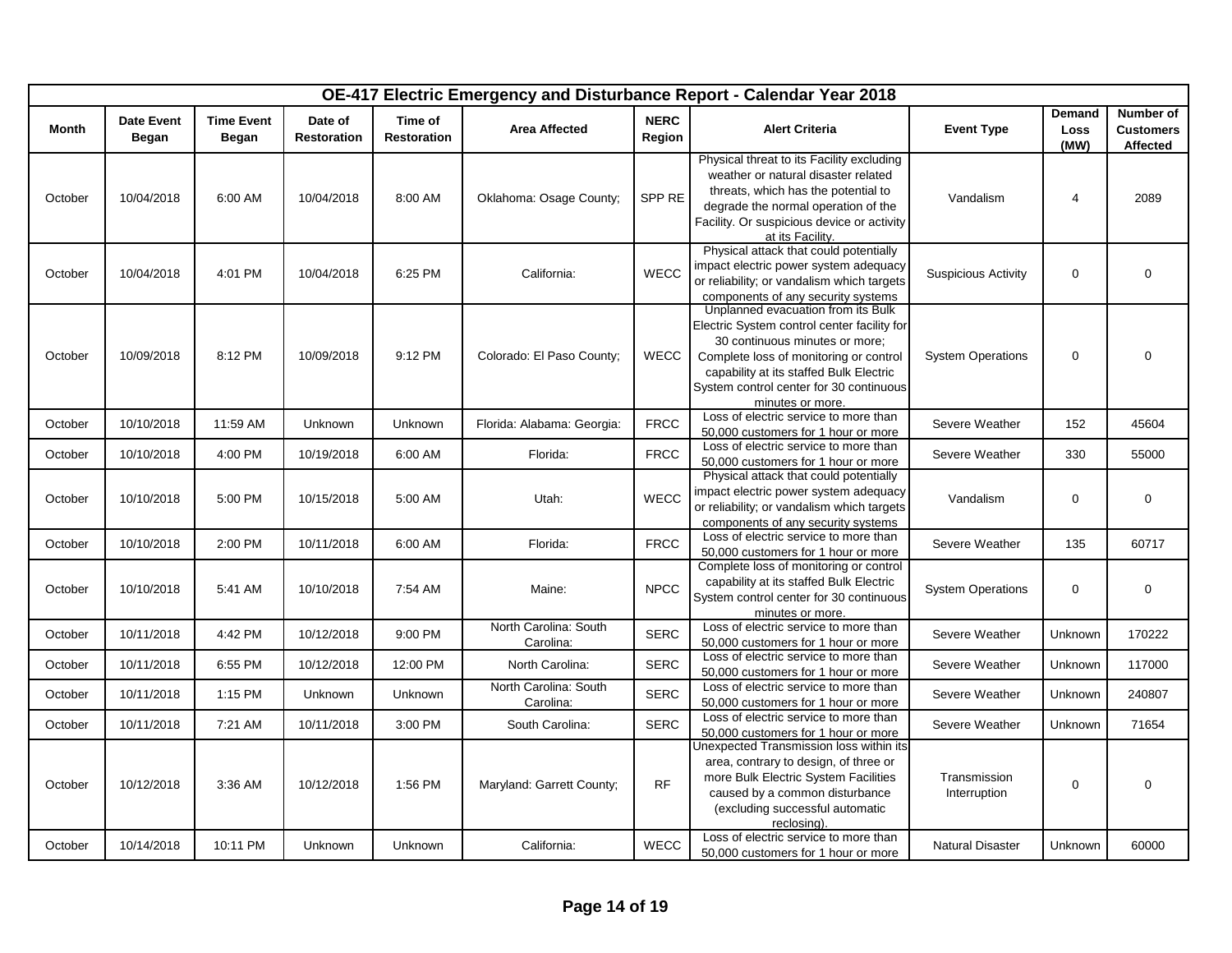| OE-417 Electric Emergency and Disturbance Report - Calendar Year 2018 | | | | | | | | | | |
|---|---|---|---|---|---|---|---|---|---|---|
| Month | Date Event Began | Time Event Began | Date of Restoration | Time of Restoration | Area Affected | NERC Region | Alert Criteria | Event Type | Demand Loss (MW) | Number of Customers Affected |
| October | 10/04/2018 | 6:00 AM | 10/04/2018 | 8:00 AM | Oklahoma: Osage County; | SPP RE | Physical threat to its Facility excluding weather or natural disaster related threats, which has the potential to degrade the normal operation of the Facility. Or suspicious device or activity at its Facility. | Vandalism | 4 | 2089 |
| October | 10/04/2018 | 4:01 PM | 10/04/2018 | 6:25 PM | California: | WECC | Physical attack that could potentially impact electric power system adequacy or reliability; or vandalism which targets components of any security systems | Suspicious Activity | 0 | 0 |
| October | 10/09/2018 | 8:12 PM | 10/09/2018 | 9:12 PM | Colorado: El Paso County; | WECC | Unplanned evacuation from its Bulk Electric System control center facility for 30 continuous minutes or more; Complete loss of monitoring or control capability at its staffed Bulk Electric System control center for 30 continuous minutes or more. | System Operations | 0 | 0 |
| October | 10/10/2018 | 11:59 AM | Unknown | Unknown | Florida: Alabama: Georgia: | FRCC | Loss of electric service to more than 50,000 customers for 1 hour or more | Severe Weather | 152 | 45604 |
| October | 10/10/2018 | 4:00 PM | 10/19/2018 | 6:00 AM | Florida: | FRCC | Loss of electric service to more than 50,000 customers for 1 hour or more | Severe Weather | 330 | 55000 |
| October | 10/10/2018 | 5:00 PM | 10/15/2018 | 5:00 AM | Utah: | WECC | Physical attack that could potentially impact electric power system adequacy or reliability; or vandalism which targets components of any security systems | Vandalism | 0 | 0 |
| October | 10/10/2018 | 2:00 PM | 10/11/2018 | 6:00 AM | Florida: | FRCC | Loss of electric service to more than 50,000 customers for 1 hour or more | Severe Weather | 135 | 60717 |
| October | 10/10/2018 | 5:41 AM | 10/10/2018 | 7:54 AM | Maine: | NPCC | Complete loss of monitoring or control capability at its staffed Bulk Electric System control center for 30 continuous minutes or more. | System Operations | 0 | 0 |
| October | 10/11/2018 | 4:42 PM | 10/12/2018 | 9:00 PM | North Carolina: South Carolina: | SERC | Loss of electric service to more than 50,000 customers for 1 hour or more | Severe Weather | Unknown | 170222 |
| October | 10/11/2018 | 6:55 PM | 10/12/2018 | 12:00 PM | North Carolina: | SERC | Loss of electric service to more than 50,000 customers for 1 hour or more | Severe Weather | Unknown | 117000 |
| October | 10/11/2018 | 1:15 PM | Unknown | Unknown | North Carolina: South Carolina: | SERC | Loss of electric service to more than 50,000 customers for 1 hour or more | Severe Weather | Unknown | 240807 |
| October | 10/11/2018 | 7:21 AM | 10/11/2018 | 3:00 PM | South Carolina: | SERC | Loss of electric service to more than 50,000 customers for 1 hour or more | Severe Weather | Unknown | 71654 |
| October | 10/12/2018 | 3:36 AM | 10/12/2018 | 1:56 PM | Maryland: Garrett County; | RF | Unexpected Transmission loss within its area, contrary to design, of three or more Bulk Electric System Facilities caused by a common disturbance (excluding successful automatic reclosing). | Transmission Interruption | 0 | 0 |
| October | 10/14/2018 | 10:11 PM | Unknown | Unknown | California: | WECC | Loss of electric service to more than 50,000 customers for 1 hour or more | Natural Disaster | Unknown | 60000 |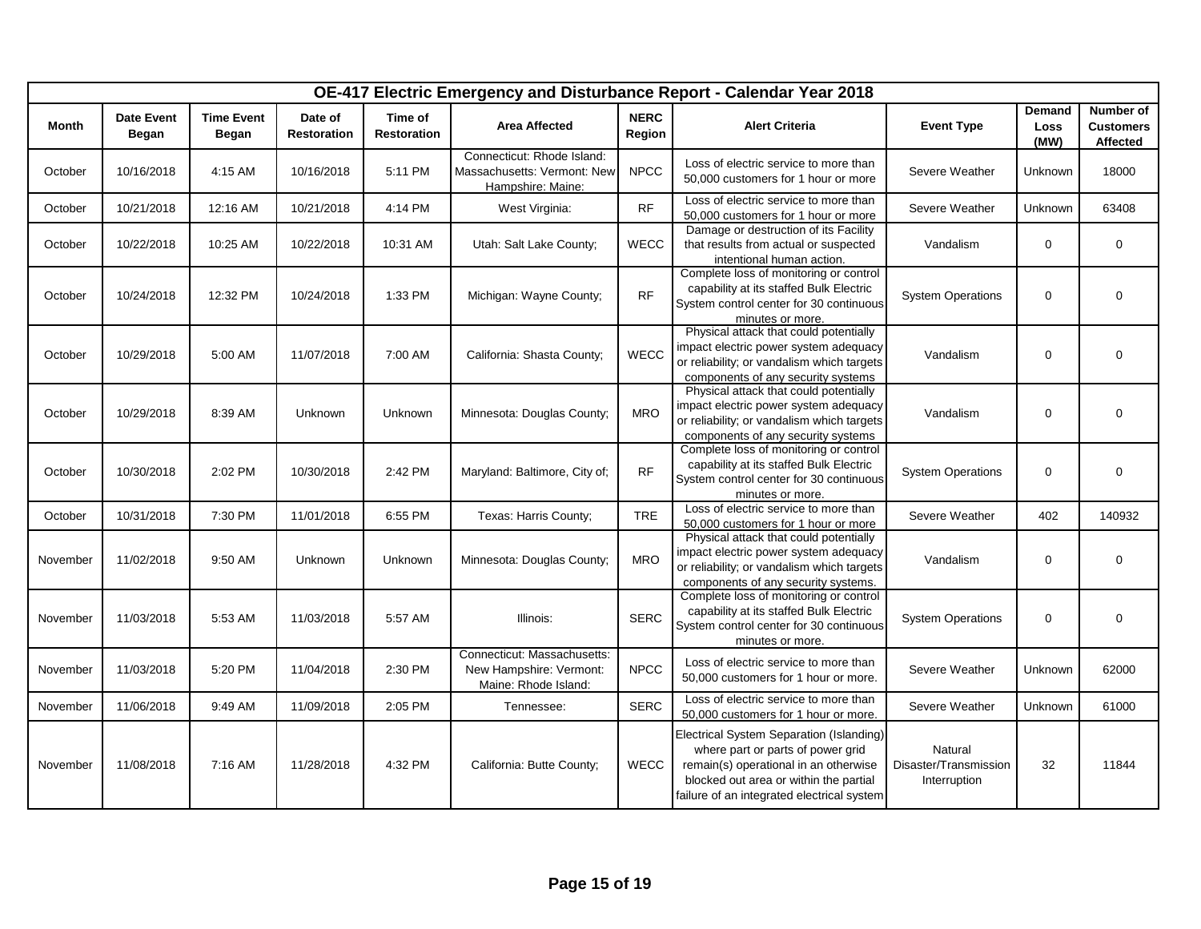| OE-417 Electric Emergency and Disturbance Report - Calendar Year 2018 | | | | | | | | | | |
|---|---|---|---|---|---|---|---|---|---|---|
| Month | Date Event Began | Time Event Began | Date of Restoration | Time of Restoration | Area Affected | NERC Region | Alert Criteria | Event Type | Demand Loss (MW) | Number of Customers Affected |
| October | 10/16/2018 | 4:15 AM | 10/16/2018 | 5:11 PM | Connecticut: Rhode Island: Massachusetts: Vermont: New Hampshire: Maine: | NPCC | Loss of electric service to more than 50,000 customers for 1 hour or more | Severe Weather | Unknown | 18000 |
| October | 10/21/2018 | 12:16 AM | 10/21/2018 | 4:14 PM | West Virginia: | RF | Loss of electric service to more than 50,000 customers for 1 hour or more | Severe Weather | Unknown | 63408 |
| October | 10/22/2018 | 10:25 AM | 10/22/2018 | 10:31 AM | Utah: Salt Lake County; | WECC | Damage or destruction of its Facility that results from actual or suspected intentional human action. | Vandalism | 0 | 0 |
| October | 10/24/2018 | 12:32 PM | 10/24/2018 | 1:33 PM | Michigan: Wayne County; | RF | Complete loss of monitoring or control capability at its staffed Bulk Electric System control center for 30 continuous minutes or more. | System Operations | 0 | 0 |
| October | 10/29/2018 | 5:00 AM | 11/07/2018 | 7:00 AM | California: Shasta County; | WECC | Physical attack that could potentially impact electric power system adequacy or reliability; or vandalism which targets components of any security systems | Vandalism | 0 | 0 |
| October | 10/29/2018 | 8:39 AM | Unknown | Unknown | Minnesota: Douglas County; | MRO | Physical attack that could potentially impact electric power system adequacy or reliability; or vandalism which targets components of any security systems | Vandalism | 0 | 0 |
| October | 10/30/2018 | 2:02 PM | 10/30/2018 | 2:42 PM | Maryland: Baltimore, City of; | RF | Complete loss of monitoring or control capability at its staffed Bulk Electric System control center for 30 continuous minutes or more. | System Operations | 0 | 0 |
| October | 10/31/2018 | 7:30 PM | 11/01/2018 | 6:55 PM | Texas: Harris County; | TRE | Loss of electric service to more than 50,000 customers for 1 hour or more | Severe Weather | 402 | 140932 |
| November | 11/02/2018 | 9:50 AM | Unknown | Unknown | Minnesota: Douglas County; | MRO | Physical attack that could potentially impact electric power system adequacy or reliability; or vandalism which targets components of any security systems. | Vandalism | 0 | 0 |
| November | 11/03/2018 | 5:53 AM | 11/03/2018 | 5:57 AM | Illinois: | SERC | Complete loss of monitoring or control capability at its staffed Bulk Electric System control center for 30 continuous minutes or more. | System Operations | 0 | 0 |
| November | 11/03/2018 | 5:20 PM | 11/04/2018 | 2:30 PM | Connecticut: Massachusetts: New Hampshire: Vermont: Maine: Rhode Island: | NPCC | Loss of electric service to more than 50,000 customers for 1 hour or more. | Severe Weather | Unknown | 62000 |
| November | 11/06/2018 | 9:49 AM | 11/09/2018 | 2:05 PM | Tennessee: | SERC | Loss of electric service to more than 50,000 customers for 1 hour or more. | Severe Weather | Unknown | 61000 |
| November | 11/08/2018 | 7:16 AM | 11/28/2018 | 4:32 PM | California: Butte County; | WECC | Electrical System Separation (Islanding) where part or parts of power grid remain(s) operational in an otherwise blocked out area or within the partial failure of an integrated electrical system | Natural Disaster/Transmission Interruption | 32 | 11844 |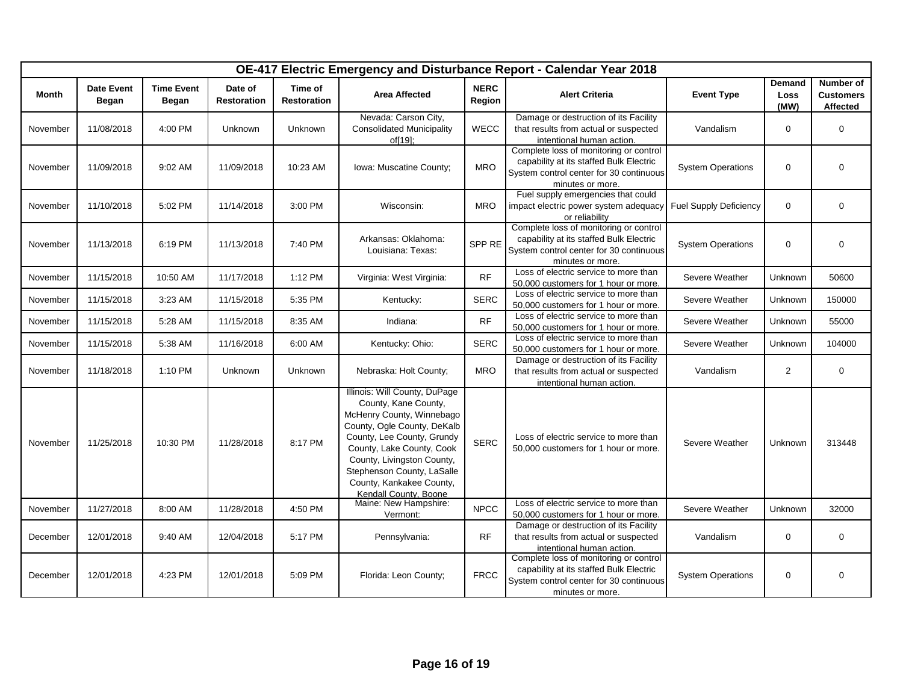| OE-417 Electric Emergency and Disturbance Report - Calendar Year 2018 | | | | | | | | | | |
|---|---|---|---|---|---|---|---|---|---|---|
| **Month** | **Date Event Began** | **Time Event Began** | **Date of Restoration** | **Time of Restoration** | **Area Affected** | **NERC Region** | **Alert Criteria** | **Event Type** | **Demand Loss (MW)** | **Number of Customers Affected** |
| November | 11/08/2018 | 4:00 PM | Unknown | Unknown | Nevada: Carson City, Consolidated Municipality of[19]; | WECC | Damage or destruction of its Facility that results from actual or suspected intentional human action. | Vandalism | 0 | 0 |
| November | 11/09/2018 | 9:02 AM | 11/09/2018 | 10:23 AM | Iowa: Muscatine County; | MRO | Complete loss of monitoring or control capability at its staffed Bulk Electric System control center for 30 continuous minutes or more. | System Operations | 0 | 0 |
| November | 11/10/2018 | 5:02 PM | 11/14/2018 | 3:00 PM | Wisconsin: | MRO | Fuel supply emergencies that could impact electric power system adequacy or reliability | Fuel Supply Deficiency | 0 | 0 |
| November | 11/13/2018 | 6:19 PM | 11/13/2018 | 7:40 PM | Arkansas: Oklahoma: Louisiana: Texas: | SPP RE | Complete loss of monitoring or control capability at its staffed Bulk Electric System control center for 30 continuous minutes or more. | System Operations | 0 | 0 |
| November | 11/15/2018 | 10:50 AM | 11/17/2018 | 1:12 PM | Virginia: West Virginia: | RF | Loss of electric service to more than 50,000 customers for 1 hour or more. | Severe Weather | Unknown | 50600 |
| November | 11/15/2018 | 3:23 AM | 11/15/2018 | 5:35 PM | Kentucky: | SERC | Loss of electric service to more than 50,000 customers for 1 hour or more. | Severe Weather | Unknown | 150000 |
| November | 11/15/2018 | 5:28 AM | 11/15/2018 | 8:35 AM | Indiana: | RF | Loss of electric service to more than 50,000 customers for 1 hour or more. | Severe Weather | Unknown | 55000 |
| November | 11/15/2018 | 5:38 AM | 11/16/2018 | 6:00 AM | Kentucky: Ohio: | SERC | Loss of electric service to more than 50,000 customers for 1 hour or more. | Severe Weather | Unknown | 104000 |
| November | 11/18/2018 | 1:10 PM | Unknown | Unknown | Nebraska: Holt County; | MRO | Damage or destruction of its Facility that results from actual or suspected intentional human action. | Vandalism | 2 | 0 |
| November | 11/25/2018 | 10:30 PM | 11/28/2018 | 8:17 PM | Illinois: Will County, DuPage County, Kane County, McHenry County, Winnebago County, Ogle County, DeKalb County, Lee County, Grundy County, Lake County, Cook County, Livingston County, Stephenson County, LaSalle County, Kankakee County, Kendall County, Boone | SERC | Loss of electric service to more than 50,000 customers for 1 hour or more. | Severe Weather | Unknown | 313448 |
| November | 11/27/2018 | 8:00 AM | 11/28/2018 | 4:50 PM | Maine: New Hampshire: Vermont: | NPCC | Loss of electric service to more than 50,000 customers for 1 hour or more. | Severe Weather | Unknown | 32000 |
| December | 12/01/2018 | 9:40 AM | 12/04/2018 | 5:17 PM | Pennsylvania: | RF | Damage or destruction of its Facility that results from actual or suspected intentional human action. | Vandalism | 0 | 0 |
| December | 12/01/2018 | 4:23 PM | 12/01/2018 | 5:09 PM | Florida: Leon County; | FRCC | Complete loss of monitoring or control capability at its staffed Bulk Electric System control center for 30 continuous minutes or more. | System Operations | 0 | 0 |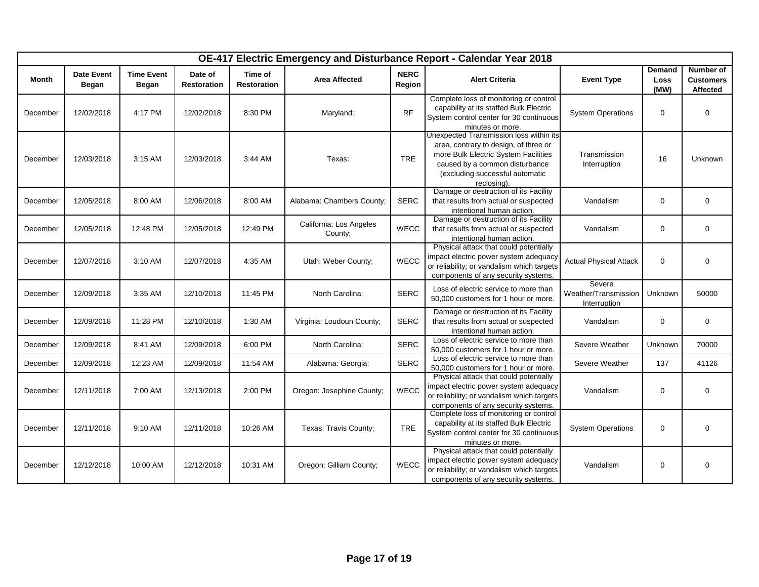| OE-417 Electric Emergency and Disturbance Report - Calendar Year 2018 | | | | | | | | | | |
|---|---|---|---|---|---|---|---|---|---|---|
| **Month** | **Date Event Began** | **Time Event Began** | **Date of Restoration** | **Time of Restoration** | **Area Affected** | **NERC Region** | **Alert Criteria** | **Event Type** | **Demand Loss (MW)** | **Number of Customers Affected** |
| December | 12/02/2018 | 4:17 PM | 12/02/2018 | 8:30 PM | Maryland: | RF | Complete loss of monitoring or control capability at its staffed Bulk Electric System control center for 30 continuous minutes or more. | System Operations | 0 | 0 |
| December | 12/03/2018 | 3:15 AM | 12/03/2018 | 3:44 AM | Texas: | TRE | Unexpected Transmission loss within its area, contrary to design, of three or more Bulk Electric System Facilities caused by a common disturbance (excluding successful automatic reclosing). | Transmission Interruption | 16 | Unknown |
| December | 12/05/2018 | 8:00 AM | 12/06/2018 | 8:00 AM | Alabama: Chambers County; | SERC | Damage or destruction of its Facility that results from actual or suspected intentional human action. | Vandalism | 0 | 0 |
| December | 12/05/2018 | 12:48 PM | 12/05/2018 | 12:49 PM | California: Los Angeles County; | WECC | Damage or destruction of its Facility that results from actual or suspected intentional human action. | Vandalism | 0 | 0 |
| December | 12/07/2018 | 3:10 AM | 12/07/2018 | 4:35 AM | Utah: Weber County; | WECC | Physical attack that could potentially impact electric power system adequacy or reliability; or vandalism which targets components of any security systems. | Actual Physical Attack | 0 | 0 |
| December | 12/09/2018 | 3:35 AM | 12/10/2018 | 11:45 PM | North Carolina: | SERC | Loss of electric service to more than 50,000 customers for 1 hour or more. | Severe Weather/Transmission Interruption | Unknown | 50000 |
| December | 12/09/2018 | 11:28 PM | 12/10/2018 | 1:30 AM | Virginia: Loudoun County; | SERC | Damage or destruction of its Facility that results from actual or suspected intentional human action. | Vandalism | 0 | 0 |
| December | 12/09/2018 | 8:41 AM | 12/09/2018 | 6:00 PM | North Carolina: | SERC | Loss of electric service to more than 50,000 customers for 1 hour or more. | Severe Weather | Unknown | 70000 |
| December | 12/09/2018 | 12:23 AM | 12/09/2018 | 11:54 AM | Alabama: Georgia: | SERC | Loss of electric service to more than 50,000 customers for 1 hour or more. | Severe Weather | 137 | 41126 |
| December | 12/11/2018 | 7:00 AM | 12/13/2018 | 2:00 PM | Oregon: Josephine County; | WECC | Physical attack that could potentially impact electric power system adequacy or reliability; or vandalism which targets components of any security systems. | Vandalism | 0 | 0 |
| December | 12/11/2018 | 9:10 AM | 12/11/2018 | 10:26 AM | Texas: Travis County; | TRE | Complete loss of monitoring or control capability at its staffed Bulk Electric System control center for 30 continuous minutes or more. | System Operations | 0 | 0 |
| December | 12/12/2018 | 10:00 AM | 12/12/2018 | 10:31 AM | Oregon: Gilliam County; | WECC | Physical attack that could potentially impact electric power system adequacy or reliability; or vandalism which targets components of any security systems. | Vandalism | 0 | 0 |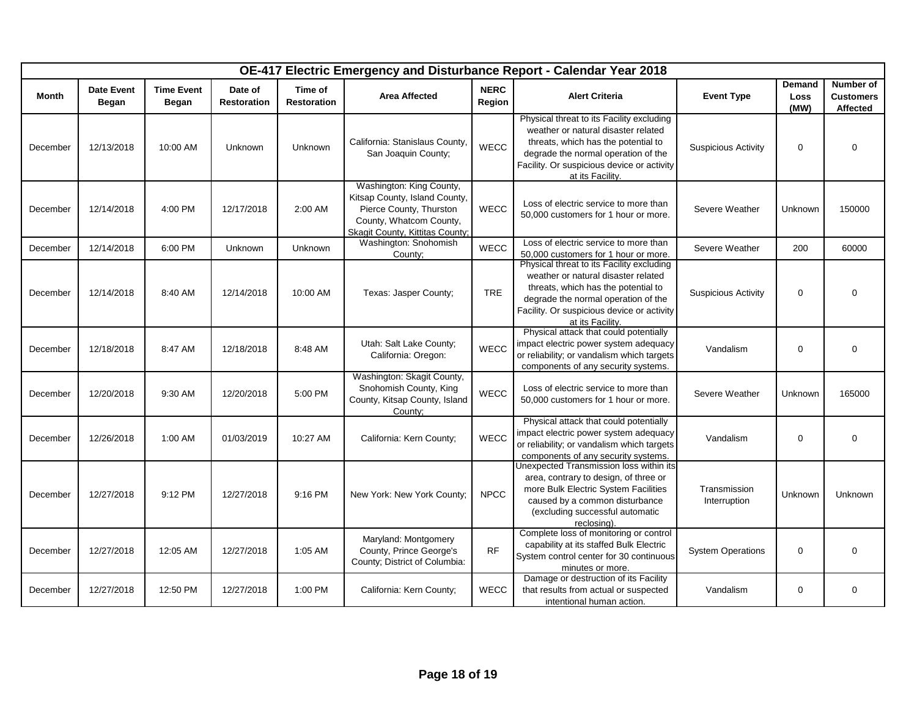| OE-417 Electric Emergency and Disturbance Report - Calendar Year 2018 | | | | | | | | | | |
|---|---|---|---|---|---|---|---|---|---|---|
| **Month** | **Date Event Began** | **Time Event Began** | **Date of Restoration** | **Time of Restoration** | **Area Affected** | **NERC Region** | **Alert Criteria** | **Event Type** | **Demand Loss (MW)** | **Number of Customers Affected** |
| December | 12/13/2018 | 10:00 AM | Unknown | Unknown | California: Stanislaus County, San Joaquin County; | WECC | Physical threat to its Facility excluding weather or natural disaster related threats, which has the potential to degrade the normal operation of the Facility. Or suspicious device or activity at its Facility. | Suspicious Activity | 0 | 0 |
| December | 12/14/2018 | 4:00 PM | 12/17/2018 | 2:00 AM | Washington: King County, Kitsap County, Island County, Pierce County, Thurston County, Whatcom County, Skagit County, Kittitas County; | WECC | Loss of electric service to more than 50,000 customers for 1 hour or more. | Severe Weather | Unknown | 150000 |
| December | 12/14/2018 | 6:00 PM | Unknown | Unknown | Washington: Snohomish County; | WECC | Loss of electric service to more than 50,000 customers for 1 hour or more. | Severe Weather | 200 | 60000 |
| December | 12/14/2018 | 8:40 AM | 12/14/2018 | 10:00 AM | Texas: Jasper County; | TRE | Physical threat to its Facility excluding weather or natural disaster related threats, which has the potential to degrade the normal operation of the Facility. Or suspicious device or activity at its Facility. | Suspicious Activity | 0 | 0 |
| December | 12/18/2018 | 8:47 AM | 12/18/2018 | 8:48 AM | Utah: Salt Lake County; California: Oregon: | WECC | Physical attack that could potentially impact electric power system adequacy or reliability; or vandalism which targets components of any security systems. | Vandalism | 0 | 0 |
| December | 12/20/2018 | 9:30 AM | 12/20/2018 | 5:00 PM | Washington: Skagit County, Snohomish County, King County, Kitsap County, Island County; | WECC | Loss of electric service to more than 50,000 customers for 1 hour or more. | Severe Weather | Unknown | 165000 |
| December | 12/26/2018 | 1:00 AM | 01/03/2019 | 10:27 AM | California: Kern County; | WECC | Physical attack that could potentially impact electric power system adequacy or reliability; or vandalism which targets components of any security systems. | Vandalism | 0 | 0 |
| December | 12/27/2018 | 9:12 PM | 12/27/2018 | 9:16 PM | New York: New York County; | NPCC | Unexpected Transmission loss within its area, contrary to design, of three or more Bulk Electric System Facilities caused by a common disturbance (excluding successful automatic reclosing). | Transmission Interruption | Unknown | Unknown |
| December | 12/27/2018 | 12:05 AM | 12/27/2018 | 1:05 AM | Maryland: Montgomery County, Prince George's County; District of Columbia: | RF | Complete loss of monitoring or control capability at its staffed Bulk Electric System control center for 30 continuous minutes or more. | System Operations | 0 | 0 |
| December | 12/27/2018 | 12:50 PM | 12/27/2018 | 1:00 PM | California: Kern County; | WECC | Damage or destruction of its Facility that results from actual or suspected intentional human action. | Vandalism | 0 | 0 |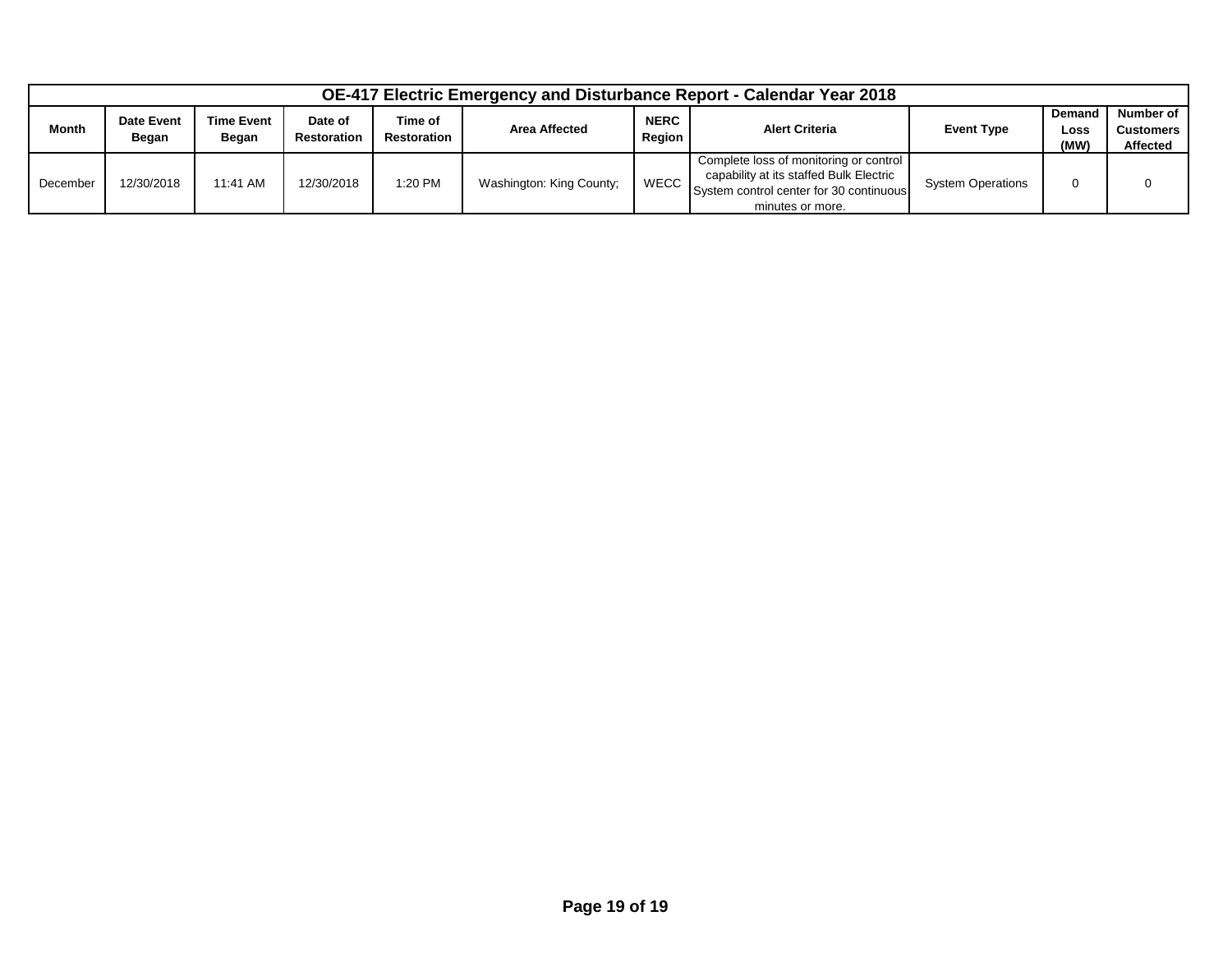| OE-417 Electric Emergency and Disturbance Report - Calendar Year 2018 | | | | | | | | | | |
|---|---|---|---|---|---|---|---|---|---|---|
| **Month** | **Date Event Began** | **Time Event Began** | **Date of Restoration** | **Time of Restoration** | **Area Affected** | **NERC Region** | **Alert Criteria** | **Event Type** | **Demand Loss (MW)** | **Number of Customers Affected** |
| December | 12/30/2018 | 11:41 AM | 12/30/2018 | 1:20 PM | Washington: King County; | WECC | Complete loss of monitoring or control capability at its staffed Bulk Electric System control center for 30 continuous minutes or more. | System Operations | 0 | 0 |